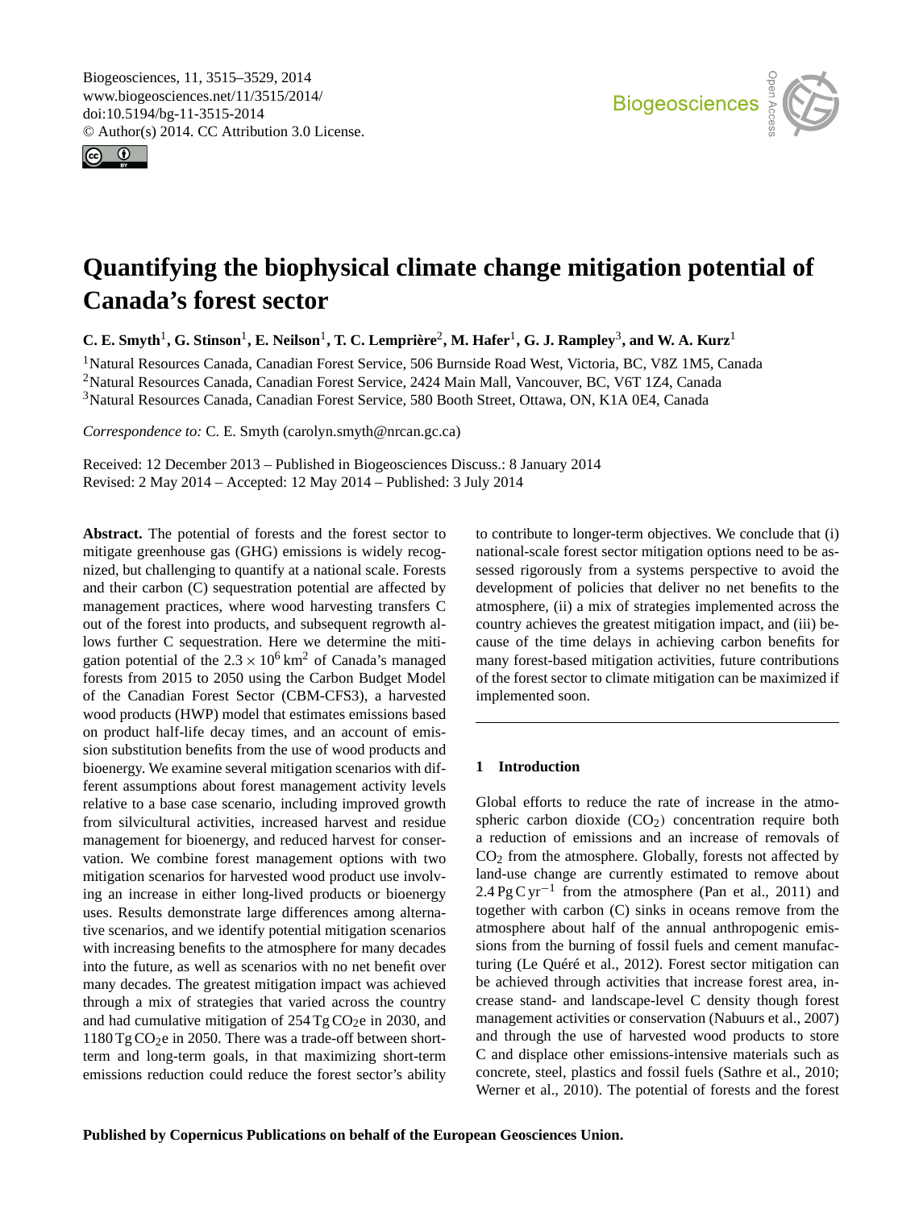# Quantifying the biophysical climate change mitigation potential of Canada's forest sector

**C. E. Smyth[1], G. Stinson[1], E. Neilson[1], T. C. Lemprière[2], M. Hafer[1], G. J. Rampley[3], and W. A. Kurz[1]**

[1]Natural Resources Canada, Canadian Forest Service, 506 Burnside Road West, Victoria, BC, V8Z 1M5, Canada
[2]Natural Resources Canada, Canadian Forest Service, 2424 Main Mall, Vancouver, BC, V6T 1Z4, Canada
[3]Natural Resources Canada, Canadian Forest Service, 580 Booth Street, Ottawa, ON, K1A 0E4, Canada

*Correspondence to:* C. E. Smyth (carolyn.smyth@nrcan.gc.ca)

Received: 12 December 2013 – Published in Biogeosciences Discuss.: 8 January 2014
Revised: 2 May 2014 – Accepted: 12 May 2014 – Published: 3 July 2014

**Abstract.** The potential of forests and the forest sector to mitigate greenhouse gas (GHG) emissions is widely recognized, but challenging to quantify at a national scale. Forests and their carbon (C) sequestration potential are affected by management practices, where wood harvesting transfers C out of the forest into products, and subsequent regrowth allows further C sequestration. Here we determine the mitigation potential of the $2.3 \times 10^6\,\mathrm{km}^2$ of Canada's managed forests from 2015 to 2050 using the Carbon Budget Model of the Canadian Forest Sector (CBM-CFS3), a harvested wood products (HWP) model that estimates emissions based on product half-life decay times, and an account of emission substitution benefits from the use of wood products and bioenergy. We examine several mitigation scenarios with different assumptions about forest management activity levels relative to a base case scenario, including improved growth from silvicultural activities, increased harvest and residue management for bioenergy, and reduced harvest for conservation. We combine forest management options with two mitigation scenarios for harvested wood product use involving an increase in either long-lived products or bioenergy uses. Results demonstrate large differences among alternative scenarios, and we identify potential mitigation scenarios with increasing benefits to the atmosphere for many decades into the future, as well as scenarios with no net benefit over many decades. The greatest mitigation impact was achieved through a mix of strategies that varied across the country and had cumulative mitigation of $254\,\mathrm{Tg\,CO_2e}$ in 2030, and $1180\,\mathrm{Tg\,CO_2e}$ in 2050. There was a trade-off between short-term and long-term goals, in that maximizing short-term emissions reduction could reduce the forest sector's ability to contribute to longer-term objectives. We conclude that (i) national-scale forest sector mitigation options need to be assessed rigorously from a systems perspective to avoid the development of policies that deliver no net benefits to the atmosphere, (ii) a mix of strategies implemented across the country achieves the greatest mitigation impact, and (iii) because of the time delays in achieving carbon benefits for many forest-based mitigation activities, future contributions of the forest sector to climate mitigation can be maximized if implemented soon.

## 1 Introduction

Global efforts to reduce the rate of increase in the atmospheric carbon dioxide ($CO_2$) concentration require both a reduction of emissions and an increase of removals of $CO_2$ from the atmosphere. Globally, forests not affected by land-use change are currently estimated to remove about $2.4\,\mathrm{Pg\,C\,yr^{-1}}$ from the atmosphere (Pan et al., 2011) and together with carbon (C) sinks in oceans remove from the atmosphere about half of the annual anthropogenic emissions from the burning of fossil fuels and cement manufacturing (Le Quéré et al., 2012). Forest sector mitigation can be achieved through activities that increase forest area, increase stand- and landscape-level C density though forest management activities or conservation (Nabuurs et al., 2007) and through the use of harvested wood products to store C and displace other emissions-intensive materials such as concrete, steel, plastics and fossil fuels (Sathre et al., 2010; Werner et al., 2010). The potential of forests and the forest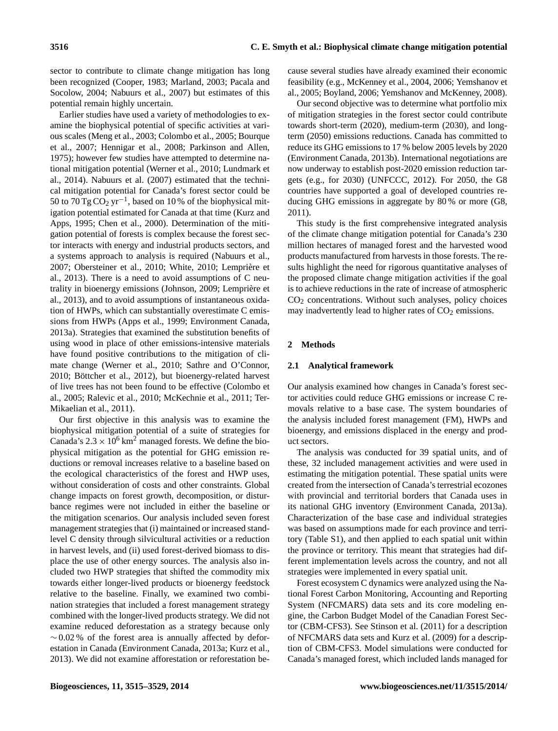sector to contribute to climate change mitigation has long been recognized (Cooper, 1983; Marland, 2003; Pacala and Socolow, 2004; Nabuurs et al., 2007) but estimates of this potential remain highly uncertain.

Earlier studies have used a variety of methodologies to examine the biophysical potential of specific activities at various scales (Meng et al., 2003; Colombo et al., 2005; Bourque et al., 2007; Hennigar et al., 2008; Parkinson and Allen, 1975); however few studies have attempted to determine national mitigation potential (Werner et al., 2010; Lundmark et al., 2014). Nabuurs et al. (2007) estimated that the technical mitigation potential for Canada's forest sector could be 50 to 70 Tg $CO_2$ $yr^{-1}$, based on 10 % of the biophysical mitigation potential estimated for Canada at that time (Kurz and Apps, 1995; Chen et al., 2000). Determination of the mitigation potential of forests is complex because the forest sector interacts with energy and industrial products sectors, and a systems approach to analysis is required (Nabuurs et al., 2007; Obersteiner et al., 2010; White, 2010; Lemprière et al., 2013). There is a need to avoid assumptions of C neutrality in bioenergy emissions (Johnson, 2009; Lemprière et al., 2013), and to avoid assumptions of instantaneous oxidation of HWPs, which can substantially overestimate C emissions from HWPs (Apps et al., 1999; Environment Canada, 2013a). Strategies that examined the substitution benefits of using wood in place of other emissions-intensive materials have found positive contributions to the mitigation of climate change (Werner et al., 2010; Sathre and O'Connor, 2010; Böttcher et al., 2012), but bioenergy-related harvest of live trees has not been found to be effective (Colombo et al., 2005; Ralevic et al., 2010; McKechnie et al., 2011; Ter-Mikaelian et al., 2011).

Our first objective in this analysis was to examine the biophysical mitigation potential of a suite of strategies for Canada's $2.3 \times 10^6$ $km^2$ managed forests. We define the biophysical mitigation as the potential for GHG emission reductions or removal increases relative to a baseline based on the ecological characteristics of the forest and HWP uses, without consideration of costs and other constraints. Global change impacts on forest growth, decomposition, or disturbance regimes were not included in either the baseline or the mitigation scenarios. Our analysis included seven forest management strategies that (i) maintained or increased stand-level C density through silvicultural activities or a reduction in harvest levels, and (ii) used forest-derived biomass to displace the use of other energy sources. The analysis also included two HWP strategies that shifted the commodity mix towards either longer-lived products or bioenergy feedstock relative to the baseline. Finally, we examined two combination strategies that included a forest management strategy combined with the longer-lived products strategy. We did not examine reduced deforestation as a strategy because only $\sim 0.02$ % of the forest area is annually affected by deforestation in Canada (Environment Canada, 2013a; Kurz et al., 2013). We did not examine afforestation or reforestation because several studies have already examined their economic feasibility (e.g., McKenney et al., 2004, 2006; Yemshanov et al., 2005; Boyland, 2006; Yemshanov and McKenney, 2008).

Our second objective was to determine what portfolio mix of mitigation strategies in the forest sector could contribute towards short-term (2020), medium-term (2030), and long-term (2050) emissions reductions. Canada has committed to reduce its GHG emissions to 17 % below 2005 levels by 2020 (Environment Canada, 2013b). International negotiations are now underway to establish post-2020 emission reduction targets (e.g., for 2030) (UNFCCC, 2012). For 2050, the G8 countries have supported a goal of developed countries reducing GHG emissions in aggregate by 80 % or more (G8, 2011).

This study is the first comprehensive integrated analysis of the climate change mitigation potential for Canada's 230 million hectares of managed forest and the harvested wood products manufactured from harvests in those forests. The results highlight the need for rigorous quantitative analyses of the proposed climate change mitigation activities if the goal is to achieve reductions in the rate of increase of atmospheric $CO_2$ concentrations. Without such analyses, policy choices may inadvertently lead to higher rates of $CO_2$ emissions.

## 2 Methods

### 2.1 Analytical framework

Our analysis examined how changes in Canada's forest sector activities could reduce GHG emissions or increase C removals relative to a base case. The system boundaries of the analysis included forest management (FM), HWPs and bioenergy, and emissions displaced in the energy and product sectors.

The analysis was conducted for 39 spatial units, and of these, 32 included management activities and were used in estimating the mitigation potential. These spatial units were created from the intersection of Canada's terrestrial ecozones with provincial and territorial borders that Canada uses in its national GHG inventory (Environment Canada, 2013a). Characterization of the base case and individual strategies was based on assumptions made for each province and territory (Table S1), and then applied to each spatial unit within the province or territory. This meant that strategies had different implementation levels across the country, and not all strategies were implemented in every spatial unit.

Forest ecosystem C dynamics were analyzed using the National Forest Carbon Monitoring, Accounting and Reporting System (NFCMARS) data sets and its core modeling engine, the Carbon Budget Model of the Canadian Forest Sector (CBM-CFS3). See Stinson et al. (2011) for a description of NFCMARS data sets and Kurz et al. (2009) for a description of CBM-CFS3. Model simulations were conducted for Canada's managed forest, which included lands managed for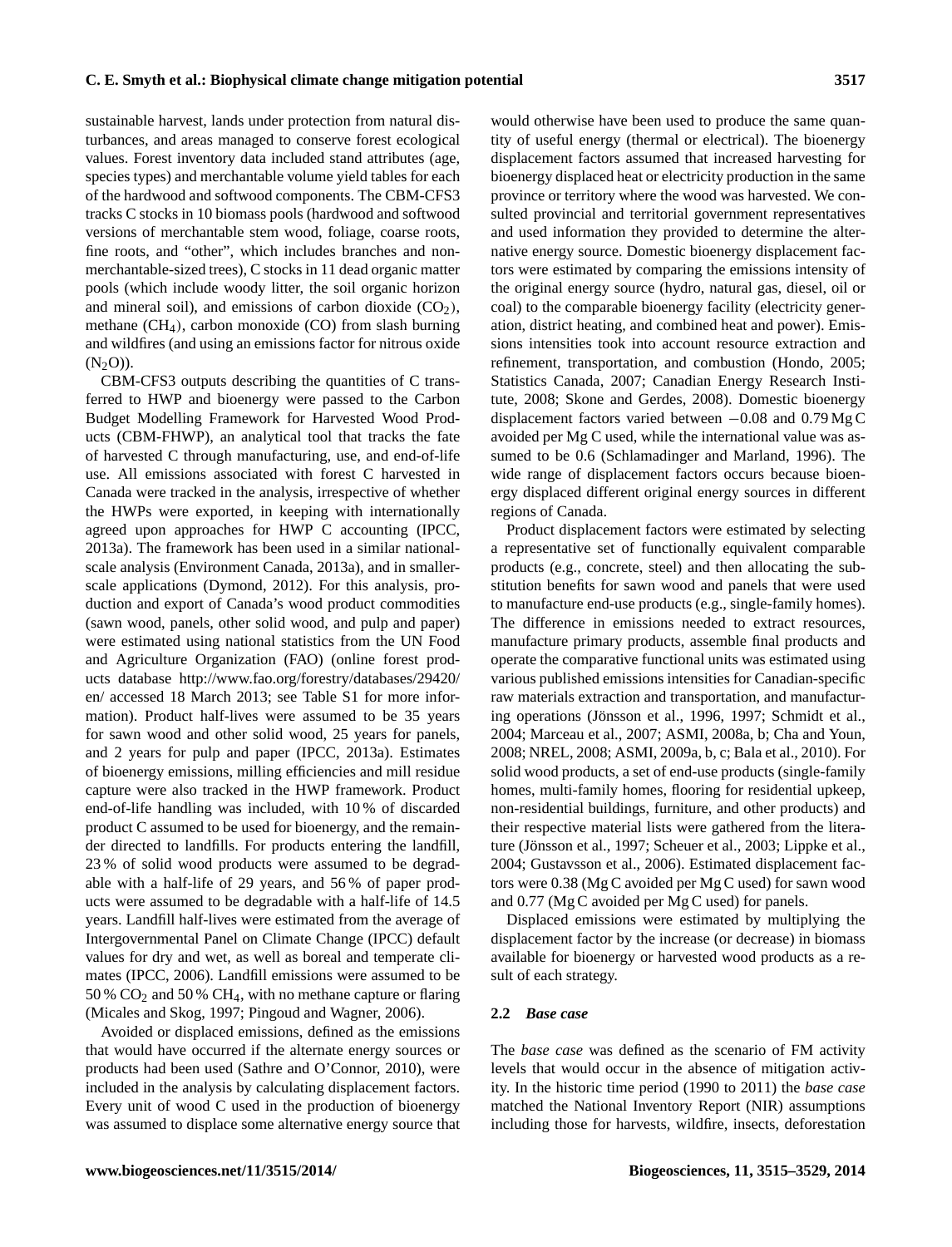sustainable harvest, lands under protection from natural disturbances, and areas managed to conserve forest ecological values. Forest inventory data included stand attributes (age, species types) and merchantable volume yield tables for each of the hardwood and softwood components. The CBM-CFS3 tracks C stocks in 10 biomass pools (hardwood and softwood versions of merchantable stem wood, foliage, coarse roots, fine roots, and "other", which includes branches and non-merchantable-sized trees), C stocks in 11 dead organic matter pools (which include woody litter, the soil organic horizon and mineral soil), and emissions of carbon dioxide ($CO_2$), methane ($CH_4$), carbon monoxide (CO) from slash burning and wildfires (and using an emissions factor for nitrous oxide ($N_2O$)).

CBM-CFS3 outputs describing the quantities of C transferred to HWP and bioenergy were passed to the Carbon Budget Modelling Framework for Harvested Wood Products (CBM-FHWP), an analytical tool that tracks the fate of harvested C through manufacturing, use, and end-of-life use. All emissions associated with forest C harvested in Canada were tracked in the analysis, irrespective of whether the HWPs were exported, in keeping with internationally agreed upon approaches for HWP C accounting (IPCC, 2013a). The framework has been used in a similar national-scale analysis (Environment Canada, 2013a), and in smaller-scale applications (Dymond, 2012). For this analysis, production and export of Canada's wood product commodities (sawn wood, panels, other solid wood, and pulp and paper) were estimated using national statistics from the UN Food and Agriculture Organization (FAO) (online forest products database http://www.fao.org/forestry/databases/29420/en/ accessed 18 March 2013; see Table S1 for more information). Product half-lives were assumed to be 35 years for sawn wood and other solid wood, 25 years for panels, and 2 years for pulp and paper (IPCC, 2013a). Estimates of bioenergy emissions, milling efficiencies and mill residue capture were also tracked in the HWP framework. Product end-of-life handling was included, with 10 % of discarded product C assumed to be used for bioenergy, and the remainder directed to landfills. For products entering the landfill, 23 % of solid wood products were assumed to be degradable with a half-life of 29 years, and 56 % of paper products were assumed to be degradable with a half-life of 14.5 years. Landfill half-lives were estimated from the average of Intergovernmental Panel on Climate Change (IPCC) default values for dry and wet, as well as boreal and temperate climates (IPCC, 2006). Landfill emissions were assumed to be 50 % $CO_2$ and 50 % $CH_4$, with no methane capture or flaring (Micales and Skog, 1997; Pingoud and Wagner, 2006).

Avoided or displaced emissions, defined as the emissions that would have occurred if the alternate energy sources or products had been used (Sathre and O'Connor, 2010), were included in the analysis by calculating displacement factors. Every unit of wood C used in the production of bioenergy was assumed to displace some alternative energy source that would otherwise have been used to produce the same quantity of useful energy (thermal or electrical). The bioenergy displacement factors assumed that increased harvesting for bioenergy displaced heat or electricity production in the same province or territory where the wood was harvested. We consulted provincial and territorial government representatives and used information they provided to determine the alternative energy source. Domestic bioenergy displacement factors were estimated by comparing the emissions intensity of the original energy source (hydro, natural gas, diesel, oil or coal) to the comparable bioenergy facility (electricity generation, district heating, and combined heat and power). Emissions intensities took into account resource extraction and refinement, transportation, and combustion (Hondo, 2005; Statistics Canada, 2007; Canadian Energy Research Institute, 2008; Skone and Gerdes, 2008). Domestic bioenergy displacement factors varied between −0.08 and 0.79 Mg C avoided per Mg C used, while the international value was assumed to be 0.6 (Schlamadinger and Marland, 1996). The wide range of displacement factors occurs because bioenergy displaced different original energy sources in different regions of Canada.

Product displacement factors were estimated by selecting a representative set of functionally equivalent comparable products (e.g., concrete, steel) and then allocating the substitution benefits for sawn wood and panels that were used to manufacture end-use products (e.g., single-family homes). The difference in emissions needed to extract resources, manufacture primary products, assemble final products and operate the comparative functional units was estimated using various published emissions intensities for Canadian-specific raw materials extraction and transportation, and manufacturing operations (Jönsson et al., 1996, 1997; Schmidt et al., 2004; Marceau et al., 2007; ASMI, 2008a, b; Cha and Youn, 2008; NREL, 2008; ASMI, 2009a, b, c; Bala et al., 2010). For solid wood products, a set of end-use products (single-family homes, multi-family homes, flooring for residential upkeep, non-residential buildings, furniture, and other products) and their respective material lists were gathered from the literature (Jönsson et al., 1997; Scheuer et al., 2003; Lippke et al., 2004; Gustavsson et al., 2006). Estimated displacement factors were 0.38 (Mg C avoided per Mg C used) for sawn wood and 0.77 (Mg C avoided per Mg C used) for panels.

Displaced emissions were estimated by multiplying the displacement factor by the increase (or decrease) in biomass available for bioenergy or harvested wood products as a result of each strategy.

### 2.2 *Base case*

The *base case* was defined as the scenario of FM activity levels that would occur in the absence of mitigation activity. In the historic time period (1990 to 2011) the *base case* matched the National Inventory Report (NIR) assumptions including those for harvests, wildfire, insects, deforestation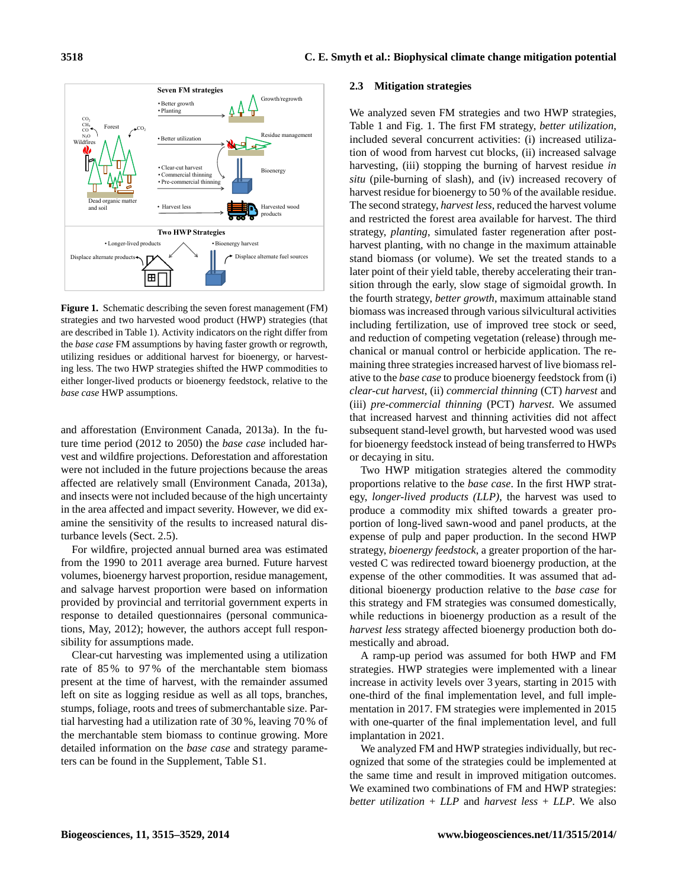Figure 1. Schematic describing the seven forest management (FM) strategies and two harvested wood product (HWP) strategies (that are described in Table 1). Activity indicators on the right differ from the *base case* FM assumptions by having faster growth or regrowth, utilizing residues or additional harvest for bioenergy, or harvesting less. The two HWP strategies shifted the HWP commodities to either longer-lived products or bioenergy feedstock, relative to the *base case* HWP assumptions.

and afforestation (Environment Canada, 2013a). In the future time period (2012 to 2050) the *base case* included harvest and wildfire projections. Deforestation and afforestation were not included in the future projections because the areas affected are relatively small (Environment Canada, 2013a), and insects were not included because of the high uncertainty in the area affected and impact severity. However, we did examine the sensitivity of the results to increased natural disturbance levels (Sect. 2.5).

For wildfire, projected annual burned area was estimated from the 1990 to 2011 average area burned. Future harvest volumes, bioenergy harvest proportion, residue management, and salvage harvest proportion were based on information provided by provincial and territorial government experts in response to detailed questionnaires (personal communications, May, 2012); however, the authors accept full responsibility for assumptions made.

Clear-cut harvesting was implemented using a utilization rate of 85 % to 97 % of the merchantable stem biomass present at the time of harvest, with the remainder assumed left on site as logging residue as well as all tops, branches, stumps, foliage, roots and trees of submerchantable size. Partial harvesting had a utilization rate of 30 %, leaving 70 % of the merchantable stem biomass to continue growing. More detailed information on the *base case* and strategy parameters can be found in the Supplement, Table S1.

## 2.3 Mitigation strategies

We analyzed seven FM strategies and two HWP strategies, Table 1 and Fig. 1. The first FM strategy, *better utilization*, included several concurrent activities: (i) increased utilization of wood from harvest cut blocks, (ii) increased salvage harvesting, (iii) stopping the burning of harvest residue *in situ* (pile-burning of slash), and (iv) increased recovery of harvest residue for bioenergy to 50 % of the available residue. The second strategy, *harvest less*, reduced the harvest volume and restricted the forest area available for harvest. The third strategy, *planting*, simulated faster regeneration after post-harvest planting, with no change in the maximum attainable stand biomass (or volume). We set the treated stands to a later point of their yield table, thereby accelerating their transition through the early, slow stage of sigmoidal growth. In the fourth strategy, *better growth*, maximum attainable stand biomass was increased through various silvicultural activities including fertilization, use of improved tree stock or seed, and reduction of competing vegetation (release) through mechanical or manual control or herbicide application. The remaining three strategies increased harvest of live biomass relative to the *base case* to produce bioenergy feedstock from (i) *clear-cut harvest*, (ii) *commercial thinning* (CT) *harvest* and (iii) *pre-commercial thinning* (PCT) *harvest*. We assumed that increased harvest and thinning activities did not affect subsequent stand-level growth, but harvested wood was used for bioenergy feedstock instead of being transferred to HWPs or decaying in situ.

Two HWP mitigation strategies altered the commodity proportions relative to the *base case*. In the first HWP strategy, *longer-lived products (LLP)*, the harvest was used to produce a commodity mix shifted towards a greater proportion of long-lived sawn-wood and panel products, at the expense of pulp and paper production. In the second HWP strategy, *bioenergy feedstock*, a greater proportion of the harvested C was redirected toward bioenergy production, at the expense of the other commodities. It was assumed that additional bioenergy production relative to the *base case* for this strategy and FM strategies was consumed domestically, while reductions in bioenergy production as a result of the *harvest less* strategy affected bioenergy production both domestically and abroad.

A ramp-up period was assumed for both HWP and FM strategies. HWP strategies were implemented with a linear increase in activity levels over 3 years, starting in 2015 with one-third of the final implementation level, and full implementation in 2017. FM strategies were implemented in 2015 with one-quarter of the final implementation level, and full implantation in 2021.

We analyzed FM and HWP strategies individually, but recognized that some of the strategies could be implemented at the same time and result in improved mitigation outcomes. We examined two combinations of FM and HWP strategies: *better utilization + LLP* and *harvest less + LLP*. We also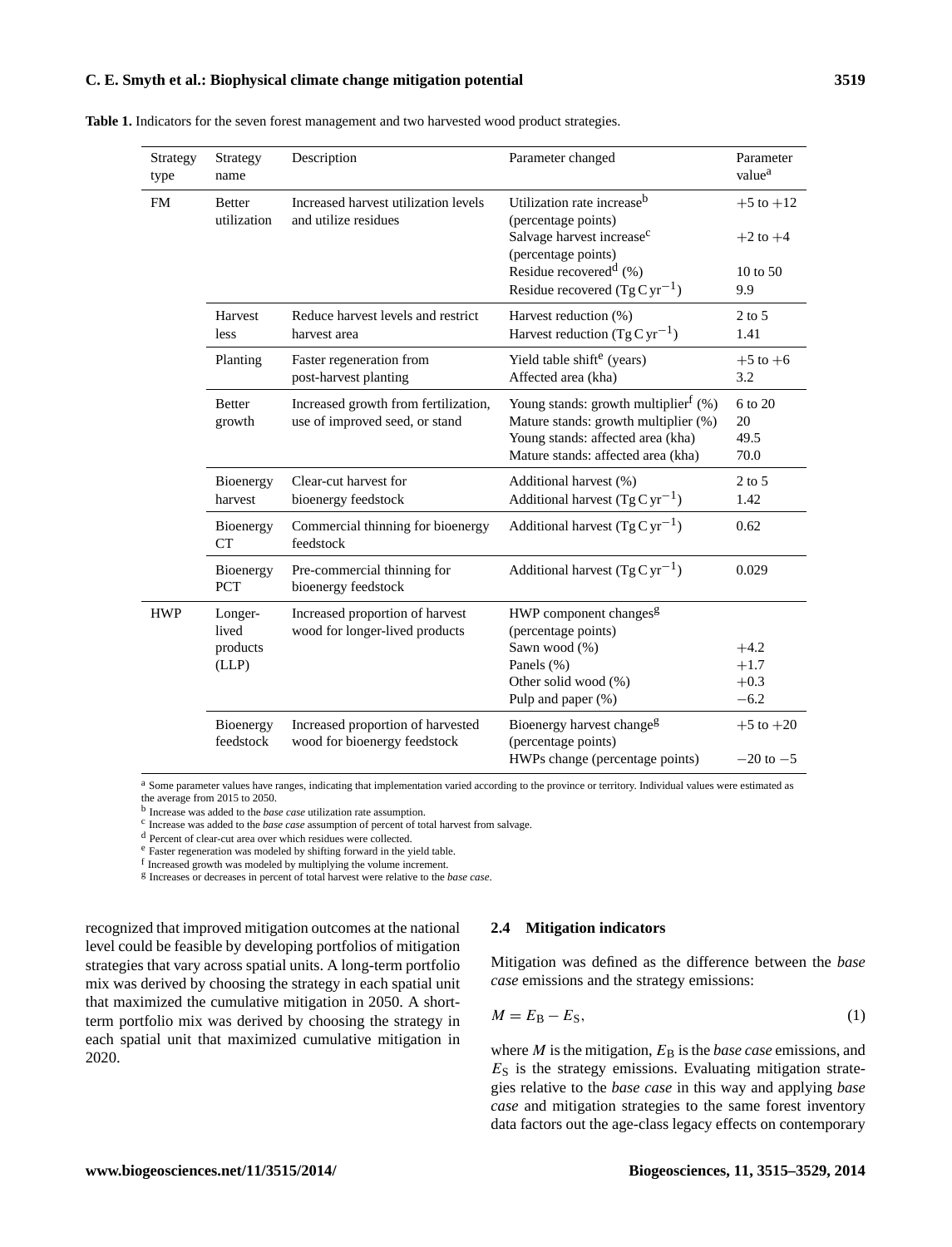**Table 1.** Indicators for the seven forest management and two harvested wood product strategies.

| Strategy type | Strategy name | Description | Parameter changed | Parameter value[a] |
|---|---|---|---|---|
| FM | Better utilization | Increased harvest utilization levels and utilize residues | Utilization rate increase[b] (percentage points) | +5 to +12 |
| | | | Salvage harvest increase[c] (percentage points) | +2 to +4 |
| | | | Residue recovered[d] (%) | 10 to 50 |
| | | | Residue recovered ($Tg\,C\,yr^{-1}$) | 9.9 |
| | Harvest less | Reduce harvest levels and restrict harvest area | Harvest reduction (%) | 2 to 5 |
| | | | Harvest reduction ($Tg\,C\,yr^{-1}$) | 1.41 |
| | Planting | Faster regeneration from post-harvest planting | Yield table shift[e] (years) | +5 to +6 |
| | | | Affected area (kha) | 3.2 |
| | Better growth | Increased growth from fertilization, use of improved seed, or stand | Young stands: growth multiplier[f] (%) | 6 to 20 |
| | | | Mature stands: growth multiplier (%) | 20 |
| | | | Young stands: affected area (kha) | 49.5 |
| | | | Mature stands: affected area (kha) | 70.0 |
| | Bioenergy harvest | Clear-cut harvest for bioenergy feedstock | Additional harvest (%) | 2 to 5 |
| | | | Additional harvest ($Tg\,C\,yr^{-1}$) | 1.42 |
| | Bioenergy CT | Commercial thinning for bioenergy feedstock | Additional harvest ($Tg\,C\,yr^{-1}$) | 0.62 |
| | Bioenergy PCT | Pre-commercial thinning for bioenergy feedstock | Additional harvest ($Tg\,C\,yr^{-1}$) | 0.029 |
| HWP | Longer-lived products (LLP) | Increased proportion of harvest wood for longer-lived products | HWP component changes[g] (percentage points) | |
| | | | Sawn wood (%) | +4.2 |
| | | | Panels (%) | +1.7 |
| | | | Other solid wood (%) | +0.3 |
| | | | Pulp and paper (%) | −6.2 |
| | Bioenergy feedstock | Increased proportion of harvested wood for bioenergy feedstock | Bioenergy harvest change[g] (percentage points) | +5 to +20 |
| | | | HWPs change (percentage points) | −20 to −5 |

[a] Some parameter values have ranges, indicating that implementation varied according to the province or territory. Individual values were estimated as the average from 2015 to 2050.
[b] Increase was added to the *base case* utilization rate assumption.
[c] Increase was added to the *base case* assumption of percent of total harvest from salvage.
[d] Percent of clear-cut area over which residues were collected.
[e] Faster regeneration was modeled by shifting forward in the yield table.
[f] Increased growth was modeled by multiplying the volume increment.
[g] Increases or decreases in percent of total harvest were relative to the *base case*.

recognized that improved mitigation outcomes at the national level could be feasible by developing portfolios of mitigation strategies that vary across spatial units. A long-term portfolio mix was derived by choosing the strategy in each spatial unit that maximized the cumulative mitigation in 2050. A short-term portfolio mix was derived by choosing the strategy in each spatial unit that maximized cumulative mitigation in 2020.

### 2.4 Mitigation indicators

Mitigation was defined as the difference between the *base case* emissions and the strategy emissions:

$$M = E_B - E_S, \tag{1}$$

where $M$ is the mitigation, $E_B$ is the *base case* emissions, and $E_S$ is the strategy emissions. Evaluating mitigation strategies relative to the *base case* in this way and applying *base case* and mitigation strategies to the same forest inventory data factors out the age-class legacy effects on contemporary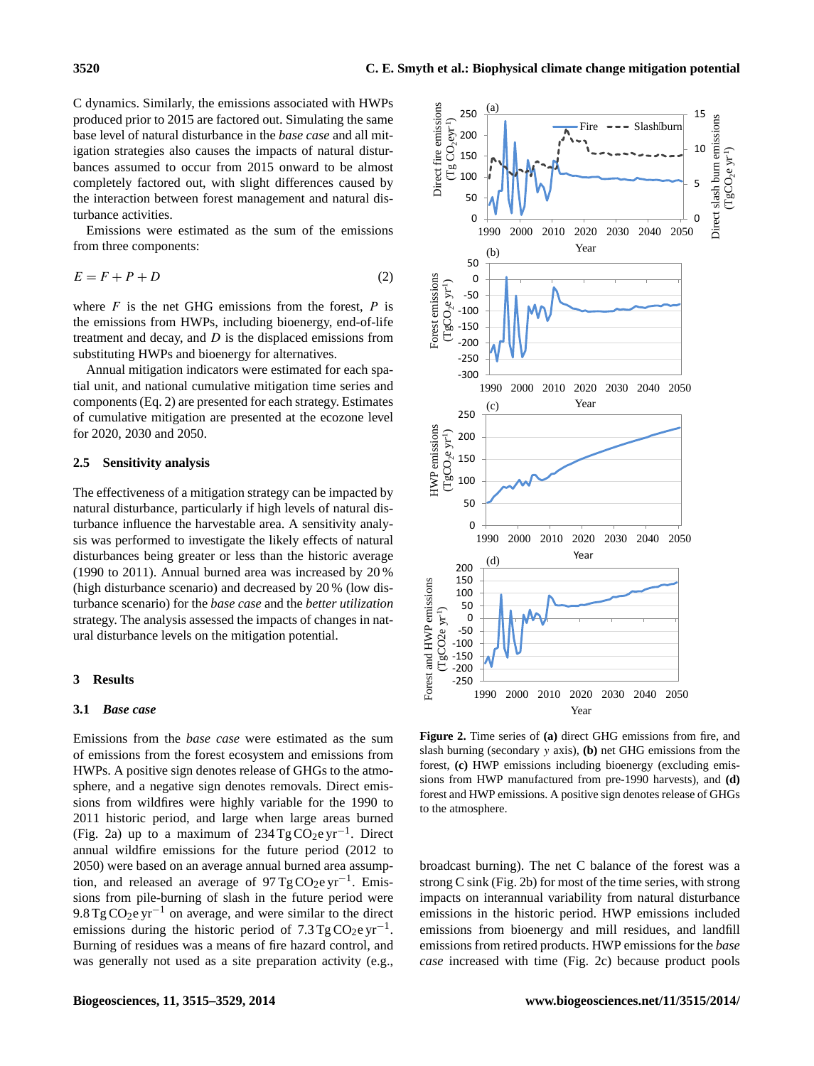C dynamics. Similarly, the emissions associated with HWPs produced prior to 2015 are factored out. Simulating the same base level of natural disturbance in the *base case* and all mitigation strategies also causes the impacts of natural disturbances assumed to occur from 2015 onward to be almost completely factored out, with slight differences caused by the interaction between forest management and natural disturbance activities.

Emissions were estimated as the sum of the emissions from three components:

$$E = F + P + D \tag{2}$$

where $F$ is the net GHG emissions from the forest, $P$ is the emissions from HWPs, including bioenergy, end-of-life treatment and decay, and $D$ is the displaced emissions from substituting HWPs and bioenergy for alternatives.

Annual mitigation indicators were estimated for each spatial unit, and national cumulative mitigation time series and components (Eq. 2) are presented for each strategy. Estimates of cumulative mitigation are presented at the ecozone level for 2020, 2030 and 2050.

### 2.5 Sensitivity analysis

The effectiveness of a mitigation strategy can be impacted by natural disturbance, particularly if high levels of natural disturbance influence the harvestable area. A sensitivity analysis was performed to investigate the likely effects of natural disturbances being greater or less than the historic average (1990 to 2011). Annual burned area was increased by 20 % (high disturbance scenario) and decreased by 20 % (low disturbance scenario) for the *base case* and the *better utilization* strategy. The analysis assessed the impacts of changes in natural disturbance levels on the mitigation potential.

## 3 Results

### 3.1 *Base case*

Emissions from the *base case* were estimated as the sum of emissions from the forest ecosystem and emissions from HWPs. A positive sign denotes release of GHGs to the atmosphere, and a negative sign denotes removals. Direct emissions from wildfires were highly variable for the 1990 to 2011 historic period, and large when large areas burned (Fig. 2a) up to a maximum of 234 $Tg\,CO_2e\,yr^{-1}$. Direct annual wildfire emissions for the future period (2012 to 2050) were based on an average annual burned area assumption, and released an average of 97 $Tg\,CO_2e\,yr^{-1}$. Emissions from pile-burning of slash in the future period were 9.8 $Tg\,CO_2e\,yr^{-1}$ on average, and were similar to the direct emissions during the historic period of 7.3 $Tg\,CO_2e\,yr^{-1}$. Burning of residues was a means of fire hazard control, and was generally not used as a site preparation activity (e.g., broadcast burning). The net C balance of the forest was a strong C sink (Fig. 2b) for most of the time series, with strong impacts on interannual variability from natural disturbance emissions in the historic period. HWP emissions included emissions from bioenergy and mill residues, and landfill emissions from retired products. HWP emissions for the *base case* increased with time (Fig. 2c) because product pools

**Figure 2.** Time series of **(a)** direct GHG emissions from fire, and slash burning (secondary y axis), **(b)** net GHG emissions from the forest, **(c)** HWP emissions including bioenergy (excluding emissions from HWP manufactured from pre-1990 harvests), and **(d)** forest and HWP emissions. A positive sign denotes release of GHGs to the atmosphere.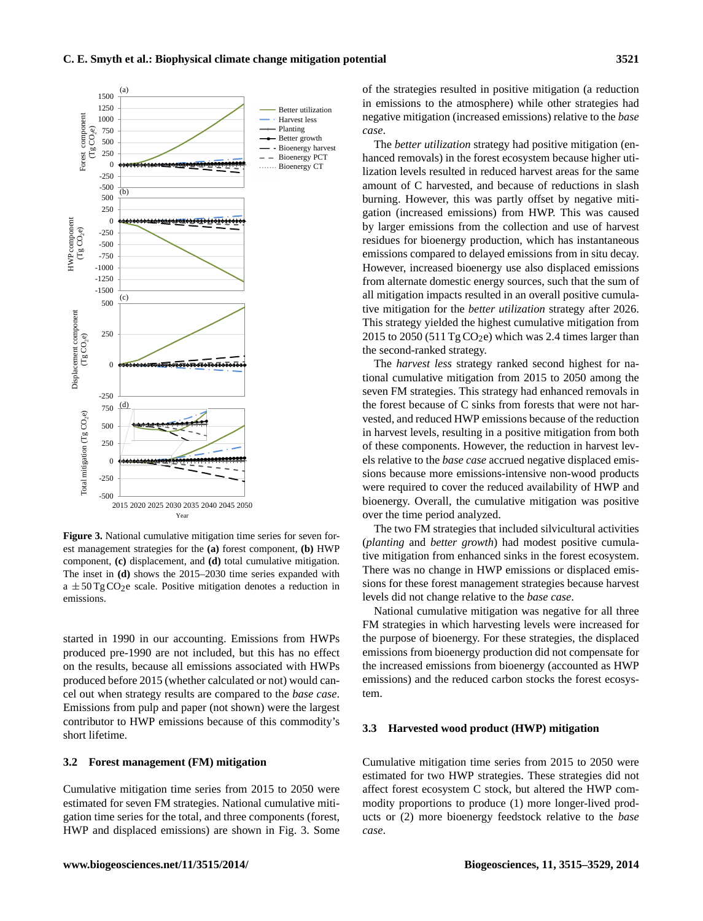**Figure 3.** National cumulative mitigation time series for seven forest management strategies for the **(a)** forest component, **(b)** HWP component, **(c)** displacement, and **(d)** total cumulative mitigation. The inset in **(d)** shows the 2015–2030 time series expanded with a $\pm 50\,\mathrm{Tg\,CO_2e}$ scale. Positive mitigation denotes a reduction in emissions.

started in 1990 in our accounting. Emissions from HWPs produced pre-1990 are not included, but this has no effect on the results, because all emissions associated with HWPs produced before 2015 (whether calculated or not) would cancel out when strategy results are compared to the *base case*. Emissions from pulp and paper (not shown) were the largest contributor to HWP emissions because of this commodity's short lifetime.

### 3.2 Forest management (FM) mitigation

Cumulative mitigation time series from 2015 to 2050 were estimated for seven FM strategies. National cumulative mitigation time series for the total, and three components (forest, HWP and displaced emissions) are shown in Fig. 3. Some of the strategies resulted in positive mitigation (a reduction in emissions to the atmosphere) while other strategies had negative mitigation (increased emissions) relative to the *base case*.

The *better utilization* strategy had positive mitigation (enhanced removals) in the forest ecosystem because higher utilization levels resulted in reduced harvest areas for the same amount of C harvested, and because of reductions in slash burning. However, this was partly offset by negative mitigation (increased emissions) from HWP. This was caused by larger emissions from the collection and use of harvest residues for bioenergy production, which has instantaneous emissions compared to delayed emissions from in situ decay. However, increased bioenergy use also displaced emissions from alternate domestic energy sources, such that the sum of all mitigation impacts resulted in an overall positive cumulative mitigation for the *better utilization* strategy after 2026. This strategy yielded the highest cumulative mitigation from 2015 to 2050 (511 $\mathrm{Tg\,CO_2e}$) which was 2.4 times larger than the second-ranked strategy.

The *harvest less* strategy ranked second highest for national cumulative mitigation from 2015 to 2050 among the seven FM strategies. This strategy had enhanced removals in the forest because of C sinks from forests that were not harvested, and reduced HWP emissions because of the reduction in harvest levels, resulting in a positive mitigation from both of these components. However, the reduction in harvest levels relative to the *base case* accrued negative displaced emissions because more emissions-intensive non-wood products were required to cover the reduced availability of HWP and bioenergy. Overall, the cumulative mitigation was positive over the time period analyzed.

The two FM strategies that included silvicultural activities (*planting* and *better growth*) had modest positive cumulative mitigation from enhanced sinks in the forest ecosystem. There was no change in HWP emissions or displaced emissions for these forest management strategies because harvest levels did not change relative to the *base case*.

National cumulative mitigation was negative for all three FM strategies in which harvesting levels were increased for the purpose of bioenergy. For these strategies, the displaced emissions from bioenergy production did not compensate for the increased emissions from bioenergy (accounted as HWP emissions) and the reduced carbon stocks the forest ecosystem.

### 3.3 Harvested wood product (HWP) mitigation

Cumulative mitigation time series from 2015 to 2050 were estimated for two HWP strategies. These strategies did not affect forest ecosystem C stock, but altered the HWP commodity proportions to produce (1) more longer-lived products or (2) more bioenergy feedstock relative to the *base case*.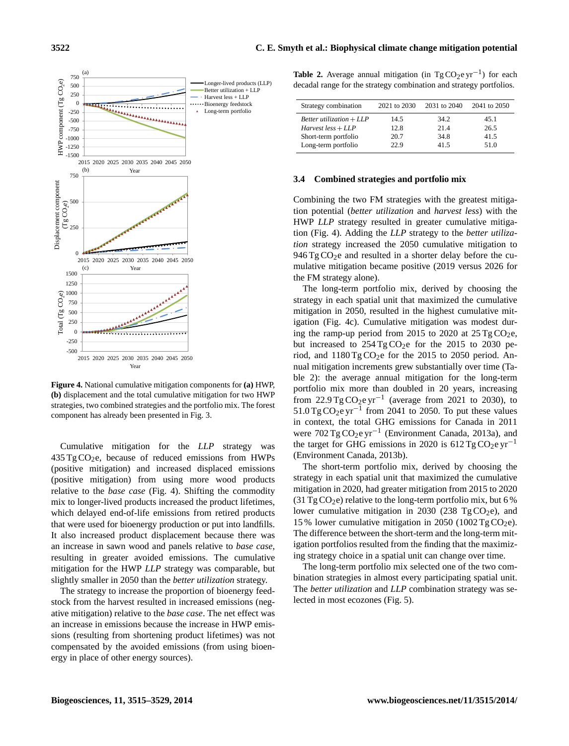**Figure 4.** National cumulative mitigation components for **(a)** HWP, **(b)** displacement and the total cumulative mitigation for two HWP strategies, two combined strategies and the portfolio mix. The forest component has already been presented in Fig. 3.

Cumulative mitigation for the *LLP* strategy was 435 Tg $CO_2$e, because of reduced emissions from HWPs (positive mitigation) and increased displaced emissions (positive mitigation) from using more wood products relative to the *base case* (Fig. 4). Shifting the commodity mix to longer-lived products increased the product lifetimes, which delayed end-of-life emissions from retired products that were used for bioenergy production or put into landfills. It also increased product displacement because there was an increase in sawn wood and panels relative to *base case*, resulting in greater avoided emissions. The cumulative mitigation for the HWP *LLP* strategy was comparable, but slightly smaller in 2050 than the *better utilization* strategy.

The strategy to increase the proportion of bioenergy feedstock from the harvest resulted in increased emissions (negative mitigation) relative to the *base case*. The net effect was an increase in emissions because the increase in HWP emissions (resulting from shortening product lifetimes) was not compensated by the avoided emissions (from using bioenergy in place of other energy sources).

**Table 2.** Average annual mitigation (in Tg $CO_2$e $yr^{-1}$) for each decadal range for the strategy combination and strategy portfolios.

| Strategy combination | 2021 to 2030 | 2031 to 2040 | 2041 to 2050 |
|---|---|---|---|
| *Better utilization + LLP* | 14.5 | 34.2 | 45.1 |
| *Harvest less + LLP* | 12.8 | 21.4 | 26.5 |
| Short-term portfolio | 20.7 | 34.8 | 41.5 |
| Long-term portfolio | 22.9 | 41.5 | 51.0 |

### 3.4 Combined strategies and portfolio mix

Combining the two FM strategies with the greatest mitigation potential (*better utilization* and *harvest less*) with the HWP *LLP* strategy resulted in greater cumulative mitigation (Fig. 4). Adding the *LLP* strategy to the *better utilization* strategy increased the 2050 cumulative mitigation to 946 Tg $CO_2$e and resulted in a shorter delay before the cumulative mitigation became positive (2019 versus 2026 for the FM strategy alone).

The long-term portfolio mix, derived by choosing the strategy in each spatial unit that maximized the cumulative mitigation in 2050, resulted in the highest cumulative mitigation (Fig. 4c). Cumulative mitigation was modest during the ramp-up period from 2015 to 2020 at 25 Tg $CO_2$e, but increased to 254 Tg $CO_2$e for the 2015 to 2030 period, and 1180 Tg $CO_2$e for the 2015 to 2050 period. Annual mitigation increments grew substantially over time (Table 2): the average annual mitigation for the long-term portfolio mix more than doubled in 20 years, increasing from 22.9 Tg $CO_2$e $yr^{-1}$ (average from 2021 to 2030), to 51.0 Tg $CO_2$e $yr^{-1}$ from 2041 to 2050. To put these values in context, the total GHG emissions for Canada in 2011 were 702 Tg $CO_2$e $yr^{-1}$ (Environment Canada, 2013a), and the target for GHG emissions in 2020 is 612 Tg $CO_2$e $yr^{-1}$ (Environment Canada, 2013b).

The short-term portfolio mix, derived by choosing the strategy in each spatial unit that maximized the cumulative mitigation in 2020, had greater mitigation from 2015 to 2020 (31 Tg $CO_2$e) relative to the long-term portfolio mix, but 6 % lower cumulative mitigation in 2030 (238 Tg $CO_2$e), and 15 % lower cumulative mitigation in 2050 (1002 Tg $CO_2$e). The difference between the short-term and the long-term mitigation portfolios resulted from the finding that the maximizing strategy choice in a spatial unit can change over time.

The long-term portfolio mix selected one of the two combination strategies in almost every participating spatial unit. The *better utilization* and *LLP* combination strategy was selected in most ecozones (Fig. 5).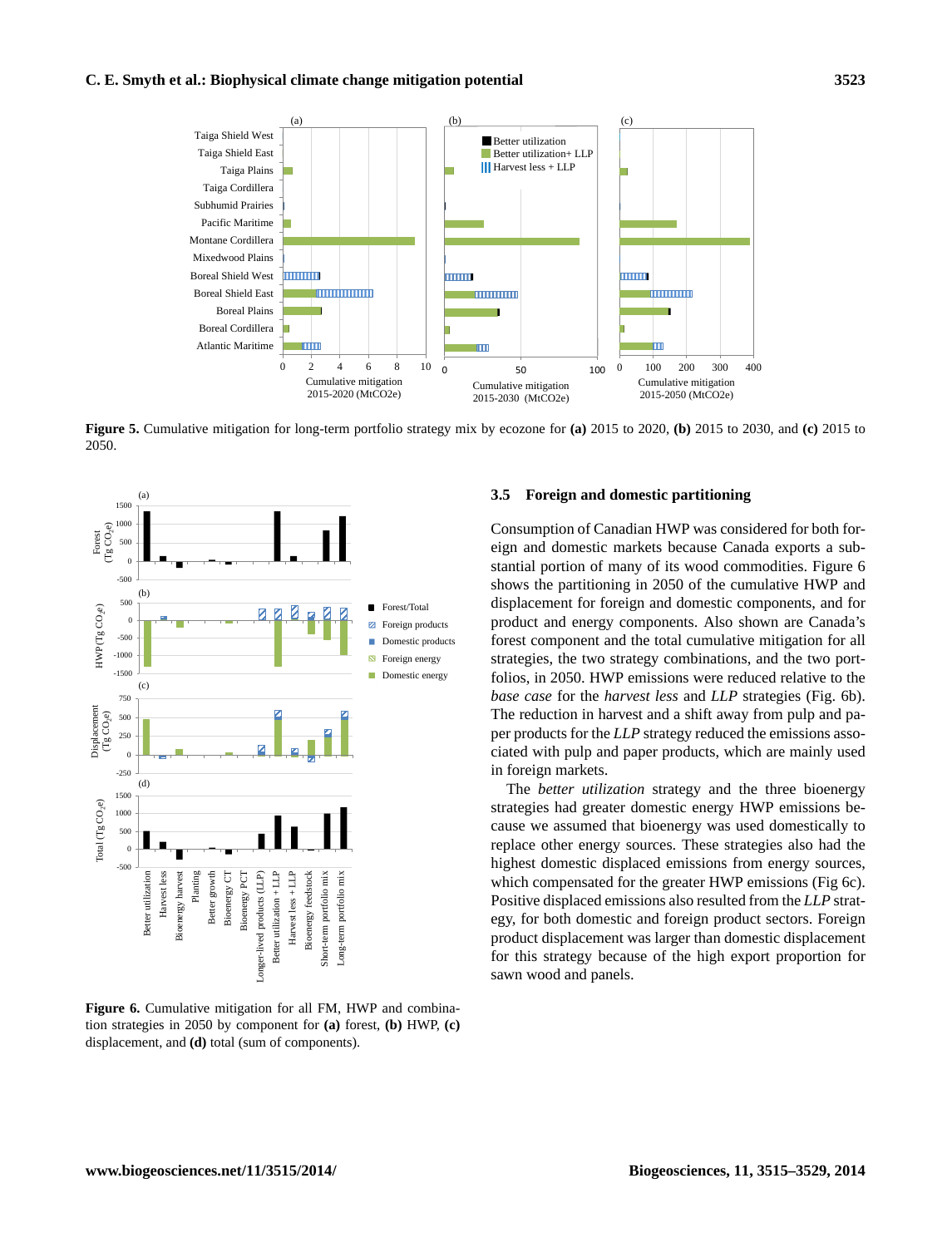Figure 5. Cumulative mitigation for long-term portfolio strategy mix by ecozone for **(a)** 2015 to 2020, **(b)** 2015 to 2030, and **(c)** 2015 to 2050.

Figure 6. Cumulative mitigation for all FM, HWP and combination strategies in 2050 by component for **(a)** forest, **(b)** HWP, **(c)** displacement, and **(d)** total (sum of components).

### 3.5 Foreign and domestic partitioning

Consumption of Canadian HWP was considered for both foreign and domestic markets because Canada exports a substantial portion of many of its wood commodities. Figure 6 shows the partitioning in 2050 of the cumulative HWP and displacement for foreign and domestic components, and for product and energy components. Also shown are Canada's forest component and the total cumulative mitigation for all strategies, the two strategy combinations, and the two portfolios, in 2050. HWP emissions were reduced relative to the *base case* for the *harvest less* and *LLP* strategies (Fig. 6b). The reduction in harvest and a shift away from pulp and paper products for the *LLP* strategy reduced the emissions associated with pulp and paper products, which are mainly used in foreign markets.

The *better utilization* strategy and the three bioenergy strategies had greater domestic energy HWP emissions because we assumed that bioenergy was used domestically to replace other energy sources. These strategies also had the highest domestic displaced emissions from energy sources, which compensated for the greater HWP emissions (Fig 6c). Positive displaced emissions also resulted from the *LLP* strategy, for both domestic and foreign product sectors. Foreign product displacement was larger than domestic displacement for this strategy because of the high export proportion for sawn wood and panels.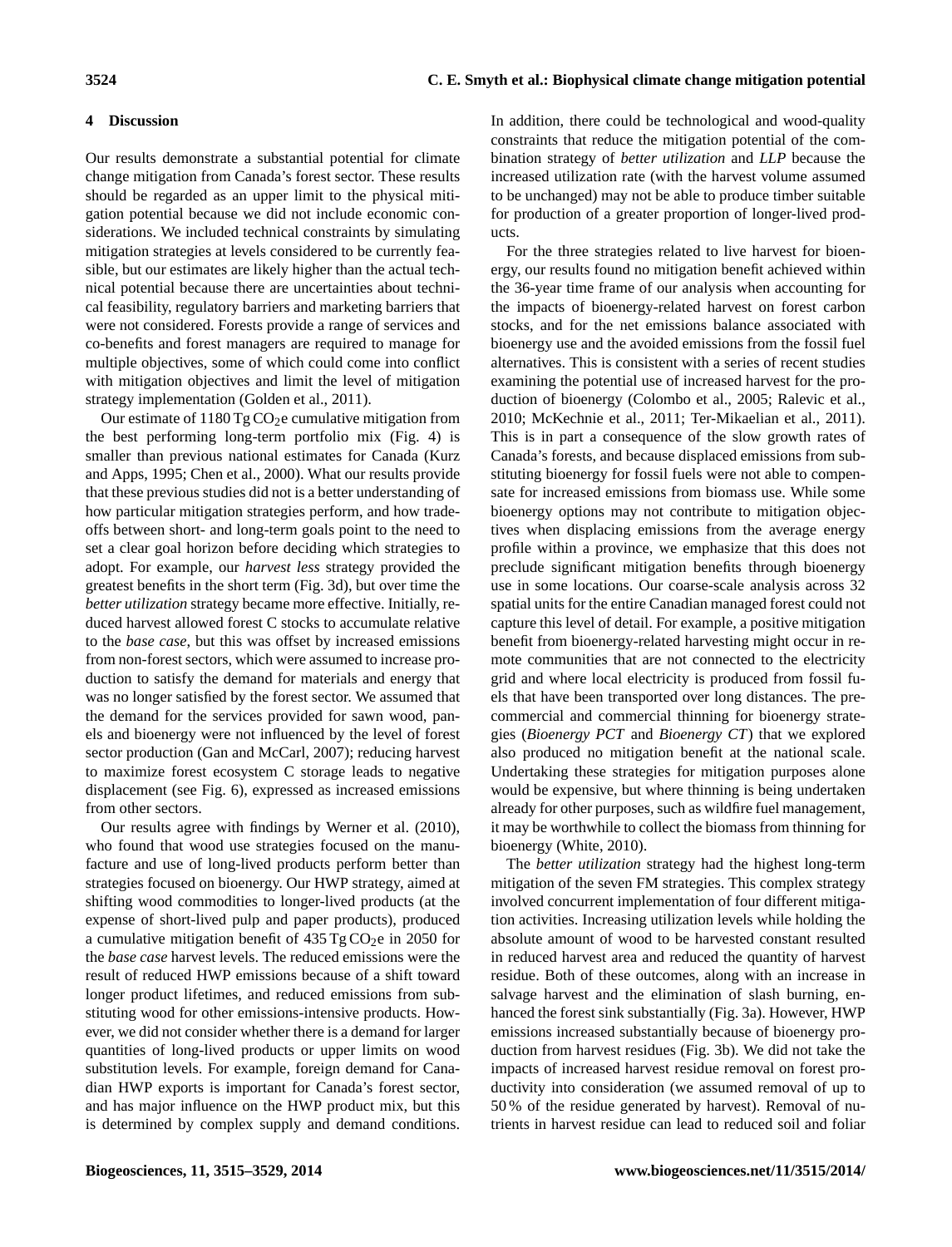## 4 Discussion

Our results demonstrate a substantial potential for climate change mitigation from Canada's forest sector. These results should be regarded as an upper limit to the physical mitigation potential because we did not include economic considerations. We included technical constraints by simulating mitigation strategies at levels considered to be currently feasible, but our estimates are likely higher than the actual technical potential because there are uncertainties about technical feasibility, regulatory barriers and marketing barriers that were not considered. Forests provide a range of services and co-benefits and forest managers are required to manage for multiple objectives, some of which could come into conflict with mitigation objectives and limit the level of mitigation strategy implementation (Golden et al., 2011).

Our estimate of 1180 Tg $CO_2$e cumulative mitigation from the best performing long-term portfolio mix (Fig. 4) is smaller than previous national estimates for Canada (Kurz and Apps, 1995; Chen et al., 2000). What our results provide that these previous studies did not is a better understanding of how particular mitigation strategies perform, and how tradeoffs between short- and long-term goals point to the need to set a clear goal horizon before deciding which strategies to adopt. For example, our *harvest less* strategy provided the greatest benefits in the short term (Fig. 3d), but over time the *better utilization* strategy became more effective. Initially, reduced harvest allowed forest C stocks to accumulate relative to the *base case*, but this was offset by increased emissions from non-forest sectors, which were assumed to increase production to satisfy the demand for materials and energy that was no longer satisfied by the forest sector. We assumed that the demand for the services provided for sawn wood, panels and bioenergy were not influenced by the level of forest sector production (Gan and McCarl, 2007); reducing harvest to maximize forest ecosystem C storage leads to negative displacement (see Fig. 6), expressed as increased emissions from other sectors.

Our results agree with findings by Werner et al. (2010), who found that wood use strategies focused on the manufacture and use of long-lived products perform better than strategies focused on bioenergy. Our HWP strategy, aimed at shifting wood commodities to longer-lived products (at the expense of short-lived pulp and paper products), produced a cumulative mitigation benefit of 435 Tg $CO_2$e in 2050 for the *base case* harvest levels. The reduced emissions were the result of reduced HWP emissions because of a shift toward longer product lifetimes, and reduced emissions from substituting wood for other emissions-intensive products. However, we did not consider whether there is a demand for larger quantities of long-lived products or upper limits on wood substitution levels. For example, foreign demand for Canadian HWP exports is important for Canada's forest sector, and has major influence on the HWP product mix, but this is determined by complex supply and demand conditions. In addition, there could be technological and wood-quality constraints that reduce the mitigation potential of the combination strategy of *better utilization* and *LLP* because the increased utilization rate (with the harvest volume assumed to be unchanged) may not be able to produce timber suitable for production of a greater proportion of longer-lived products.

For the three strategies related to live harvest for bioenergy, our results found no mitigation benefit achieved within the 36-year time frame of our analysis when accounting for the impacts of bioenergy-related harvest on forest carbon stocks, and for the net emissions balance associated with bioenergy use and the avoided emissions from the fossil fuel alternatives. This is consistent with a series of recent studies examining the potential use of increased harvest for the production of bioenergy (Colombo et al., 2005; Ralevic et al., 2010; McKechnie et al., 2011; Ter-Mikaelian et al., 2011). This is in part a consequence of the slow growth rates of Canada's forests, and because displaced emissions from substituting bioenergy for fossil fuels were not able to compensate for increased emissions from biomass use. While some bioenergy options may not contribute to mitigation objectives when displacing emissions from the average energy profile within a province, we emphasize that this does not preclude significant mitigation benefits through bioenergy use in some locations. Our coarse-scale analysis across 32 spatial units for the entire Canadian managed forest could not capture this level of detail. For example, a positive mitigation benefit from bioenergy-related harvesting might occur in remote communities that are not connected to the electricity grid and where local electricity is produced from fossil fuels that have been transported over long distances. The precommercial and commercial thinning for bioenergy strategies (*Bioenergy PCT* and *Bioenergy CT*) that we explored also produced no mitigation benefit at the national scale. Undertaking these strategies for mitigation purposes alone would be expensive, but where thinning is being undertaken already for other purposes, such as wildfire fuel management, it may be worthwhile to collect the biomass from thinning for bioenergy (White, 2010).

The *better utilization* strategy had the highest long-term mitigation of the seven FM strategies. This complex strategy involved concurrent implementation of four different mitigation activities. Increasing utilization levels while holding the absolute amount of wood to be harvested constant resulted in reduced harvest area and reduced the quantity of harvest residue. Both of these outcomes, along with an increase in salvage harvest and the elimination of slash burning, enhanced the forest sink substantially (Fig. 3a). However, HWP emissions increased substantially because of bioenergy production from harvest residues (Fig. 3b). We did not take the impacts of increased harvest residue removal on forest productivity into consideration (we assumed removal of up to 50 % of the residue generated by harvest). Removal of nutrients in harvest residue can lead to reduced soil and foliar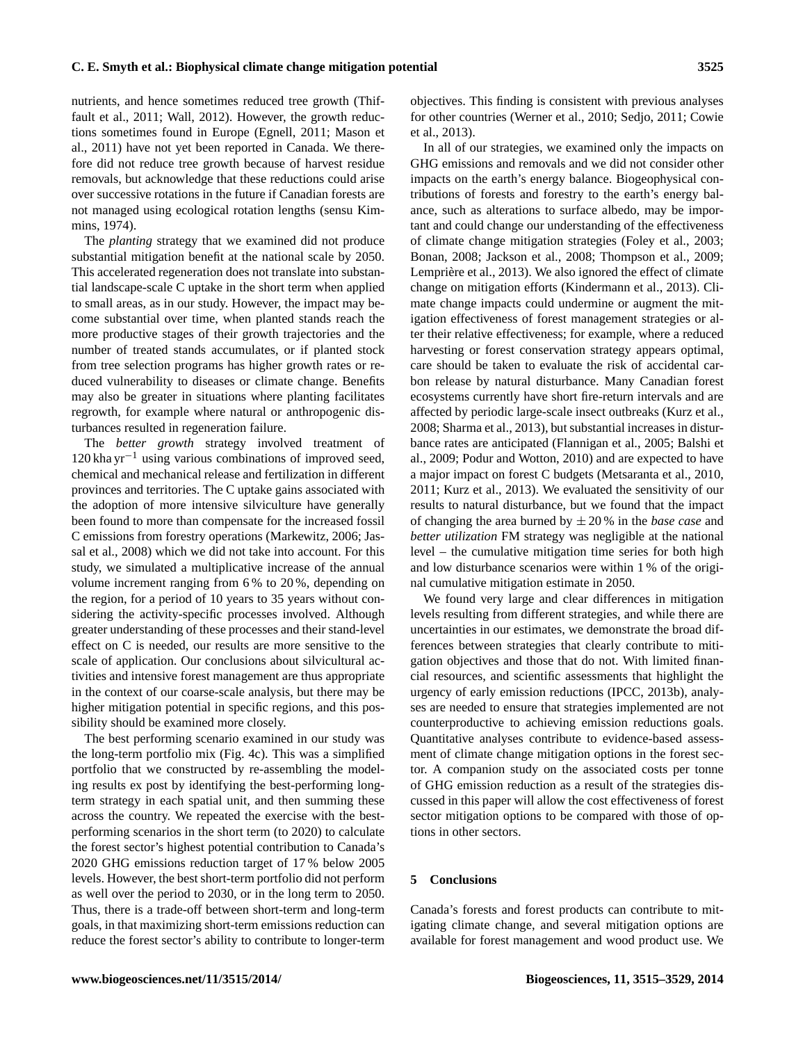nutrients, and hence sometimes reduced tree growth (Thiffault et al., 2011; Wall, 2012). However, the growth reductions sometimes found in Europe (Egnell, 2011; Mason et al., 2011) have not yet been reported in Canada. We therefore did not reduce tree growth because of harvest residue removals, but acknowledge that these reductions could arise over successive rotations in the future if Canadian forests are not managed using ecological rotation lengths (sensu Kimmins, 1974).

The *planting* strategy that we examined did not produce substantial mitigation benefit at the national scale by 2050. This accelerated regeneration does not translate into substantial landscape-scale C uptake in the short term when applied to small areas, as in our study. However, the impact may become substantial over time, when planted stands reach the more productive stages of their growth trajectories and the number of treated stands accumulates, or if planted stock from tree selection programs has higher growth rates or reduced vulnerability to diseases or climate change. Benefits may also be greater in situations where planting facilitates regrowth, for example where natural or anthropogenic disturbances resulted in regeneration failure.

The *better growth* strategy involved treatment of 120 kha $yr^{-1}$ using various combinations of improved seed, chemical and mechanical release and fertilization in different provinces and territories. The C uptake gains associated with the adoption of more intensive silviculture have generally been found to more than compensate for the increased fossil C emissions from forestry operations (Markewitz, 2006; Jassal et al., 2008) which we did not take into account. For this study, we simulated a multiplicative increase of the annual volume increment ranging from 6 % to 20 %, depending on the region, for a period of 10 years to 35 years without considering the activity-specific processes involved. Although greater understanding of these processes and their stand-level effect on C is needed, our results are more sensitive to the scale of application. Our conclusions about silvicultural activities and intensive forest management are thus appropriate in the context of our coarse-scale analysis, but there may be higher mitigation potential in specific regions, and this possibility should be examined more closely.

The best performing scenario examined in our study was the long-term portfolio mix (Fig. 4c). This was a simplified portfolio that we constructed by re-assembling the modeling results ex post by identifying the best-performing long-term strategy in each spatial unit, and then summing these across the country. We repeated the exercise with the best-performing scenarios in the short term (to 2020) to calculate the forest sector's highest potential contribution to Canada's 2020 GHG emissions reduction target of 17 % below 2005 levels. However, the best short-term portfolio did not perform as well over the period to 2030, or in the long term to 2050. Thus, there is a trade-off between short-term and long-term goals, in that maximizing short-term emissions reduction can reduce the forest sector's ability to contribute to longer-term objectives. This finding is consistent with previous analyses for other countries (Werner et al., 2010; Sedjo, 2011; Cowie et al., 2013).

In all of our strategies, we examined only the impacts on GHG emissions and removals and we did not consider other impacts on the earth's energy balance. Biogeophysical contributions of forests and forestry to the earth's energy balance, such as alterations to surface albedo, may be important and could change our understanding of the effectiveness of climate change mitigation strategies (Foley et al., 2003; Bonan, 2008; Jackson et al., 2008; Thompson et al., 2009; Lemprière et al., 2013). We also ignored the effect of climate change on mitigation efforts (Kindermann et al., 2013). Climate change impacts could undermine or augment the mitigation effectiveness of forest management strategies or alter their relative effectiveness; for example, where a reduced harvesting or forest conservation strategy appears optimal, care should be taken to evaluate the risk of accidental carbon release by natural disturbance. Many Canadian forest ecosystems currently have short fire-return intervals and are affected by periodic large-scale insect outbreaks (Kurz et al., 2008; Sharma et al., 2013), but substantial increases in disturbance rates are anticipated (Flannigan et al., 2005; Balshi et al., 2009; Podur and Wotton, 2010) and are expected to have a major impact on forest C budgets (Metsaranta et al., 2010, 2011; Kurz et al., 2013). We evaluated the sensitivity of our results to natural disturbance, but we found that the impact of changing the area burned by $\pm$ 20 % in the *base case* and *better utilization* FM strategy was negligible at the national level – the cumulative mitigation time series for both high and low disturbance scenarios were within 1 % of the original cumulative mitigation estimate in 2050.

We found very large and clear differences in mitigation levels resulting from different strategies, and while there are uncertainties in our estimates, we demonstrate the broad differences between strategies that clearly contribute to mitigation objectives and those that do not. With limited financial resources, and scientific assessments that highlight the urgency of early emission reductions (IPCC, 2013b), analyses are needed to ensure that strategies implemented are not counterproductive to achieving emission reductions goals. Quantitative analyses contribute to evidence-based assessment of climate change mitigation options in the forest sector. A companion study on the associated costs per tonne of GHG emission reduction as a result of the strategies discussed in this paper will allow the cost effectiveness of forest sector mitigation options to be compared with those of options in other sectors.

## 5 Conclusions

Canada's forests and forest products can contribute to mitigating climate change, and several mitigation options are available for forest management and wood product use. We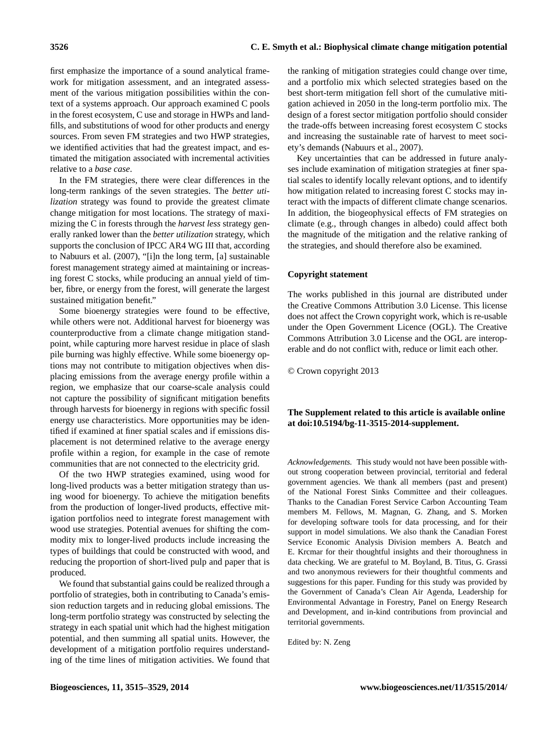first emphasize the importance of a sound analytical framework for mitigation assessment, and an integrated assessment of the various mitigation possibilities within the context of a systems approach. Our approach examined C pools in the forest ecosystem, C use and storage in HWPs and landfills, and substitutions of wood for other products and energy sources. From seven FM strategies and two HWP strategies, we identified activities that had the greatest impact, and estimated the mitigation associated with incremental activities relative to a *base case*.

In the FM strategies, there were clear differences in the long-term rankings of the seven strategies. The *better utilization* strategy was found to provide the greatest climate change mitigation for most locations. The strategy of maximizing the C in forests through the *harvest less* strategy generally ranked lower than the *better utilization* strategy, which supports the conclusion of IPCC AR4 WG III that, according to Nabuurs et al. (2007), "[i]n the long term, [a] sustainable forest management strategy aimed at maintaining or increasing forest C stocks, while producing an annual yield of timber, fibre, or energy from the forest, will generate the largest sustained mitigation benefit."

Some bioenergy strategies were found to be effective, while others were not. Additional harvest for bioenergy was counterproductive from a climate change mitigation standpoint, while capturing more harvest residue in place of slash pile burning was highly effective. While some bioenergy options may not contribute to mitigation objectives when displacing emissions from the average energy profile within a region, we emphasize that our coarse-scale analysis could not capture the possibility of significant mitigation benefits through harvests for bioenergy in regions with specific fossil energy use characteristics. More opportunities may be identified if examined at finer spatial scales and if emissions displacement is not determined relative to the average energy profile within a region, for example in the case of remote communities that are not connected to the electricity grid.

Of the two HWP strategies examined, using wood for long-lived products was a better mitigation strategy than using wood for bioenergy. To achieve the mitigation benefits from the production of longer-lived products, effective mitigation portfolios need to integrate forest management with wood use strategies. Potential avenues for shifting the commodity mix to longer-lived products include increasing the types of buildings that could be constructed with wood, and reducing the proportion of short-lived pulp and paper that is produced.

We found that substantial gains could be realized through a portfolio of strategies, both in contributing to Canada's emission reduction targets and in reducing global emissions. The long-term portfolio strategy was constructed by selecting the strategy in each spatial unit which had the highest mitigation potential, and then summing all spatial units. However, the development of a mitigation portfolio requires understanding of the time lines of mitigation activities. We found that the ranking of mitigation strategies could change over time, and a portfolio mix which selected strategies based on the best short-term mitigation fell short of the cumulative mitigation achieved in 2050 in the long-term portfolio mix. The design of a forest sector mitigation portfolio should consider the trade-offs between increasing forest ecosystem C stocks and increasing the sustainable rate of harvest to meet society's demands (Nabuurs et al., 2007).

Key uncertainties that can be addressed in future analyses include examination of mitigation strategies at finer spatial scales to identify locally relevant options, and to identify how mitigation related to increasing forest C stocks may interact with the impacts of different climate change scenarios. In addition, the biogeophysical effects of FM strategies on climate (e.g., through changes in albedo) could affect both the magnitude of the mitigation and the relative ranking of the strategies, and should therefore also be examined.

**Copyright statement**

The works published in this journal are distributed under the Creative Commons Attribution 3.0 License. This license does not affect the Crown copyright work, which is re-usable under the Open Government Licence (OGL). The Creative Commons Attribution 3.0 License and the OGL are interoperable and do not conflict with, reduce or limit each other.

© Crown copyright 2013

**The Supplement related to this article is available online at doi:10.5194/bg-11-3515-2014-supplement.**

*Acknowledgements.* This study would not have been possible without strong cooperation between provincial, territorial and federal government agencies. We thank all members (past and present) of the National Forest Sinks Committee and their colleagues. Thanks to the Canadian Forest Service Carbon Accounting Team members M. Fellows, M. Magnan, G. Zhang, and S. Morken for developing software tools for data processing, and for their support in model simulations. We also thank the Canadian Forest Service Economic Analysis Division members A. Beatch and E. Krcmar for their thoughtful insights and their thoroughness in data checking. We are grateful to M. Boyland, B. Titus, G. Grassi and two anonymous reviewers for their thoughtful comments and suggestions for this paper. Funding for this study was provided by the Government of Canada's Clean Air Agenda, Leadership for Environmental Advantage in Forestry, Panel on Energy Research and Development, and in-kind contributions from provincial and territorial governments.

Edited by: N. Zeng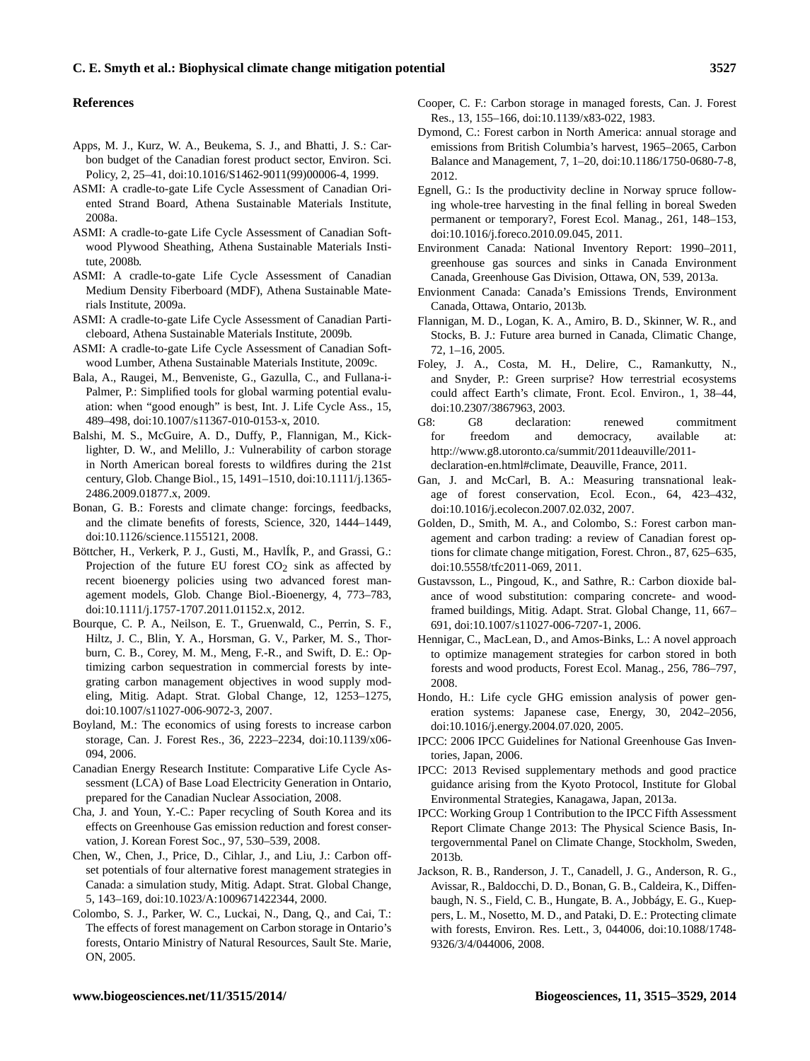## References

Apps, M. J., Kurz, W. A., Beukema, S. J., and Bhatti, J. S.: Carbon budget of the Canadian forest product sector, Environ. Sci. Policy, 2, 25–41, doi:10.1016/S1462-9011(99)00006-4, 1999.

ASMI: A cradle-to-gate Life Cycle Assessment of Canadian Oriented Strand Board, Athena Sustainable Materials Institute, 2008a.

ASMI: A cradle-to-gate Life Cycle Assessment of Canadian Softwood Plywood Sheathing, Athena Sustainable Materials Institute, 2008b.

ASMI: A cradle-to-gate Life Cycle Assessment of Canadian Medium Density Fiberboard (MDF), Athena Sustainable Materials Institute, 2009a.

ASMI: A cradle-to-gate Life Cycle Assessment of Canadian Particleboard, Athena Sustainable Materials Institute, 2009b.

ASMI: A cradle-to-gate Life Cycle Assessment of Canadian Softwood Lumber, Athena Sustainable Materials Institute, 2009c.

Bala, A., Raugei, M., Benveniste, G., Gazulla, C., and Fullana-i-Palmer, P.: Simplified tools for global warming potential evaluation: when "good enough" is best, Int. J. Life Cycle Ass., 15, 489–498, doi:10.1007/s11367-010-0153-x, 2010.

Balshi, M. S., McGuire, A. D., Duffy, P., Flannigan, M., Kicklighter, D. W., and Melillo, J.: Vulnerability of carbon storage in North American boreal forests to wildfires during the 21st century, Glob. Change Biol., 15, 1491–1510, doi:10.1111/j.1365-2486.2009.01877.x, 2009.

Bonan, G. B.: Forests and climate change: forcings, feedbacks, and the climate benefits of forests, Science, 320, 1444–1449, doi:10.1126/science.1155121, 2008.

Böttcher, H., Verkerk, P. J., Gusti, M., HavlÍk, P., and Grassi, G.: Projection of the future EU forest $CO_2$ sink as affected by recent bioenergy policies using two advanced forest management models, Glob. Change Biol.-Bioenergy, 4, 773–783, doi:10.1111/j.1757-1707.2011.01152.x, 2012.

Bourque, C. P. A., Neilson, E. T., Gruenwald, C., Perrin, S. F., Hiltz, J. C., Blin, Y. A., Horsman, G. V., Parker, M. S., Thorburn, C. B., Corey, M. M., Meng, F.-R., and Swift, D. E.: Optimizing carbon sequestration in commercial forests by integrating carbon management objectives in wood supply modeling, Mitig. Adapt. Strat. Global Change, 12, 1253–1275, doi:10.1007/s11027-006-9072-3, 2007.

Boyland, M.: The economics of using forests to increase carbon storage, Can. J. Forest Res., 36, 2223–2234, doi:10.1139/x06-094, 2006.

Canadian Energy Research Institute: Comparative Life Cycle Assessment (LCA) of Base Load Electricity Generation in Ontario, prepared for the Canadian Nuclear Association, 2008.

Cha, J. and Youn, Y.-C.: Paper recycling of South Korea and its effects on Greenhouse Gas emission reduction and forest conservation, J. Korean Forest Soc., 97, 530–539, 2008.

Chen, W., Chen, J., Price, D., Cihlar, J., and Liu, J.: Carbon offset potentials of four alternative forest management strategies in Canada: a simulation study, Mitig. Adapt. Strat. Global Change, 5, 143–169, doi:10.1023/A:1009671422344, 2000.

Colombo, S. J., Parker, W. C., Luckai, N., Dang, Q., and Cai, T.: The effects of forest management on Carbon storage in Ontario's forests, Ontario Ministry of Natural Resources, Sault Ste. Marie, ON, 2005.

Cooper, C. F.: Carbon storage in managed forests, Can. J. Forest Res., 13, 155–166, doi:10.1139/x83-022, 1983.

Dymond, C.: Forest carbon in North America: annual storage and emissions from British Columbia's harvest, 1965–2065, Carbon Balance and Management, 7, 1–20, doi:10.1186/1750-0680-7-8, 2012.

Egnell, G.: Is the productivity decline in Norway spruce following whole-tree harvesting in the final felling in boreal Sweden permanent or temporary?, Forest Ecol. Manag., 261, 148–153, doi:10.1016/j.foreco.2010.09.045, 2011.

Environment Canada: National Inventory Report: 1990–2011, greenhouse gas sources and sinks in Canada Environment Canada, Greenhouse Gas Division, Ottawa, ON, 539, 2013a.

Envionment Canada: Canada's Emissions Trends, Environment Canada, Ottawa, Ontario, 2013b.

Flannigan, M. D., Logan, K. A., Amiro, B. D., Skinner, W. R., and Stocks, B. J.: Future area burned in Canada, Climatic Change, 72, 1–16, 2005.

Foley, J. A., Costa, M. H., Delire, C., Ramankutty, N., and Snyder, P.: Green surprise? How terrestrial ecosystems could affect Earth's climate, Front. Ecol. Environ., 1, 38–44, doi:10.2307/3867963, 2003.

G8: G8 declaration: renewed commitment for freedom and democracy, available at: http://www.g8.utoronto.ca/summit/2011deauville/2011-declaration-en.html#climate, Deauville, France, 2011.

Gan, J. and McCarl, B. A.: Measuring transnational leakage of forest conservation, Ecol. Econ., 64, 423–432, doi:10.1016/j.ecolecon.2007.02.032, 2007.

Golden, D., Smith, M. A., and Colombo, S.: Forest carbon management and carbon trading: a review of Canadian forest options for climate change mitigation, Forest. Chron., 87, 625–635, doi:10.5558/tfc2011-069, 2011.

Gustavsson, L., Pingoud, K., and Sathre, R.: Carbon dioxide balance of wood substitution: comparing concrete- and wood-framed buildings, Mitig. Adapt. Strat. Global Change, 11, 667–691, doi:10.1007/s11027-006-7207-1, 2006.

Hennigar, C., MacLean, D., and Amos-Binks, L.: A novel approach to optimize management strategies for carbon stored in both forests and wood products, Forest Ecol. Manag., 256, 786–797, 2008.

Hondo, H.: Life cycle GHG emission analysis of power generation systems: Japanese case, Energy, 30, 2042–2056, doi:10.1016/j.energy.2004.07.020, 2005.

IPCC: 2006 IPCC Guidelines for National Greenhouse Gas Inventories, Japan, 2006.

IPCC: 2013 Revised supplementary methods and good practice guidance arising from the Kyoto Protocol, Institute for Global Environmental Strategies, Kanagawa, Japan, 2013a.

IPCC: Working Group 1 Contribution to the IPCC Fifth Assessment Report Climate Change 2013: The Physical Science Basis, Intergovernmental Panel on Climate Change, Stockholm, Sweden, 2013b.

Jackson, R. B., Randerson, J. T., Canadell, J. G., Anderson, R. G., Avissar, R., Baldocchi, D. D., Bonan, G. B., Caldeira, K., Diffenbaugh, N. S., Field, C. B., Hungate, B. A., Jobbágy, E. G., Kueppers, L. M., Nosetto, M. D., and Pataki, D. E.: Protecting climate with forests, Environ. Res. Lett., 3, 044006, doi:10.1088/1748-9326/3/4/044006, 2008.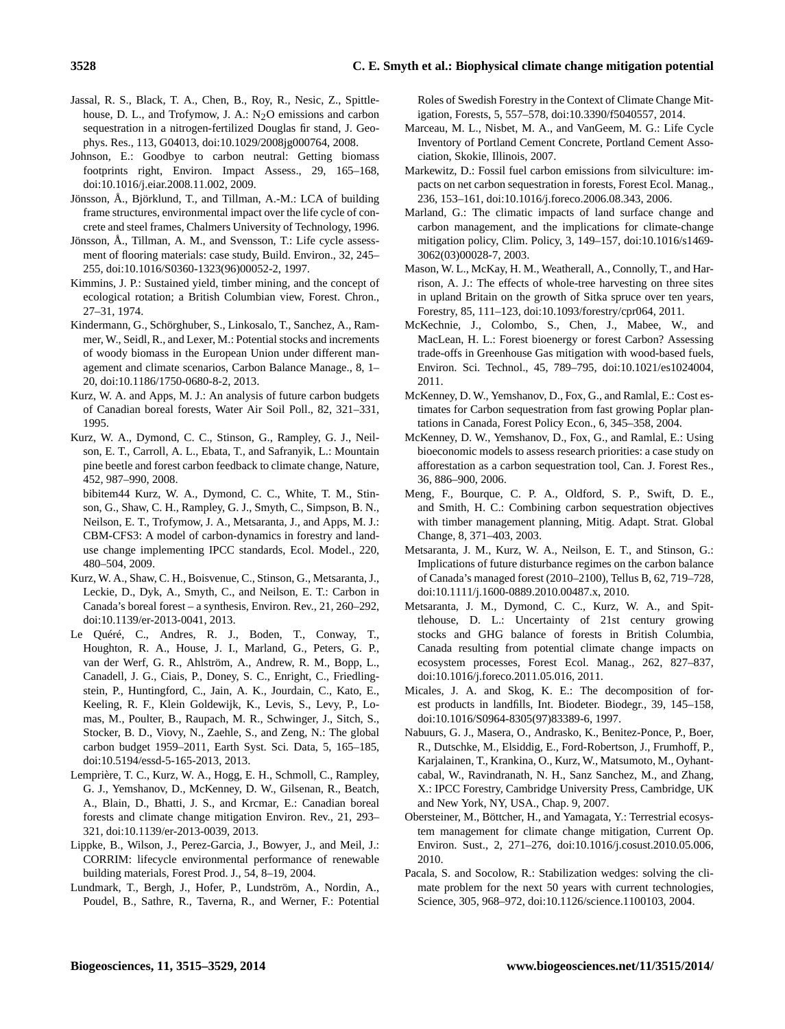Jassal, R. S., Black, T. A., Chen, B., Roy, R., Nesic, Z., Spittlehouse, D. L., and Trofymow, J. A.: $N_2O$ emissions and carbon sequestration in a nitrogen-fertilized Douglas fir stand, J. Geophys. Res., 113, G04013, doi:10.1029/2008jg000764, 2008.

Johnson, E.: Goodbye to carbon neutral: Getting biomass footprints right, Environ. Impact Assess., 29, 165–168, doi:10.1016/j.eiar.2008.11.002, 2009.

Jönsson, Å., Björklund, T., and Tillman, A.-M.: LCA of building frame structures, environmental impact over the life cycle of concrete and steel frames, Chalmers University of Technology, 1996.

Jönsson, Å., Tillman, A. M., and Svensson, T.: Life cycle assessment of flooring materials: case study, Build. Environ., 32, 245–255, doi:10.1016/S0360-1323(96)00052-2, 1997.

Kimmins, J. P.: Sustained yield, timber mining, and the concept of ecological rotation; a British Columbian view, Forest. Chron., 27–31, 1974.

Kindermann, G., Schörghuber, S., Linkosalo, T., Sanchez, A., Rammer, W., Seidl, R., and Lexer, M.: Potential stocks and increments of woody biomass in the European Union under different management and climate scenarios, Carbon Balance Manage., 8, 1–20, doi:10.1186/1750-0680-8-2, 2013.

Kurz, W. A. and Apps, M. J.: An analysis of future carbon budgets of Canadian boreal forests, Water Air Soil Poll., 82, 321–331, 1995.

Kurz, W. A., Dymond, C. C., Stinson, G., Rampley, G. J., Neilson, E. T., Carroll, A. L., Ebata, T., and Safranyik, L.: Mountain pine beetle and forest carbon feedback to climate change, Nature, 452, 987–990, 2008.

bibitem44 Kurz, W. A., Dymond, C. C., White, T. M., Stinson, G., Shaw, C. H., Rampley, G. J., Smyth, C., Simpson, B. N., Neilson, E. T., Trofymow, J. A., Metsaranta, J., and Apps, M. J.: CBM-CFS3: A model of carbon-dynamics in forestry and land-use change implementing IPCC standards, Ecol. Model., 220, 480–504, 2009.

Kurz, W. A., Shaw, C. H., Boisvenue, C., Stinson, G., Metsaranta, J., Leckie, D., Dyk, A., Smyth, C., and Neilson, E. T.: Carbon in Canada's boreal forest – a synthesis, Environ. Rev., 21, 260–292, doi:10.1139/er-2013-0041, 2013.

Le Quéré, C., Andres, R. J., Boden, T., Conway, T., Houghton, R. A., House, J. I., Marland, G., Peters, G. P., van der Werf, G. R., Ahlström, A., Andrew, R. M., Bopp, L., Canadell, J. G., Ciais, P., Doney, S. C., Enright, C., Friedlingstein, P., Huntingford, C., Jain, A. K., Jourdain, C., Kato, E., Keeling, R. F., Klein Goldewijk, K., Levis, S., Levy, P., Lomas, M., Poulter, B., Raupach, M. R., Schwinger, J., Sitch, S., Stocker, B. D., Viovy, N., Zaehle, S., and Zeng, N.: The global carbon budget 1959–2011, Earth Syst. Sci. Data, 5, 165–185, doi:10.5194/essd-5-165-2013, 2013.

Lemprière, T. C., Kurz, W. A., Hogg, E. H., Schmoll, C., Rampley, G. J., Yemshanov, D., McKenney, D. W., Gilsenan, R., Beatch, A., Blain, D., Bhatti, J. S., and Krcmar, E.: Canadian boreal forests and climate change mitigation Environ. Rev., 21, 293–321, doi:10.1139/er-2013-0039, 2013.

Lippke, B., Wilson, J., Perez-Garcia, J., Bowyer, J., and Meil, J.: CORRIM: lifecycle environmental performance of renewable building materials, Forest Prod. J., 54, 8–19, 2004.

Lundmark, T., Bergh, J., Hofer, P., Lundström, A., Nordin, A., Poudel, B., Sathre, R., Taverna, R., and Werner, F.: Potential Roles of Swedish Forestry in the Context of Climate Change Mitigation, Forests, 5, 557–578, doi:10.3390/f5040557, 2014.

Marceau, M. L., Nisbet, M. A., and VanGeem, M. G.: Life Cycle Inventory of Portland Cement Concrete, Portland Cement Association, Skokie, Illinois, 2007.

Markewitz, D.: Fossil fuel carbon emissions from silviculture: impacts on net carbon sequestration in forests, Forest Ecol. Manag., 236, 153–161, doi:10.1016/j.foreco.2006.08.343, 2006.

Marland, G.: The climatic impacts of land surface change and carbon management, and the implications for climate-change mitigation policy, Clim. Policy, 3, 149–157, doi:10.1016/s1469-3062(03)00028-7, 2003.

Mason, W. L., McKay, H. M., Weatherall, A., Connolly, T., and Harrison, A. J.: The effects of whole-tree harvesting on three sites in upland Britain on the growth of Sitka spruce over ten years, Forestry, 85, 111–123, doi:10.1093/forestry/cpr064, 2011.

McKechnie, J., Colombo, S., Chen, J., Mabee, W., and MacLean, H. L.: Forest bioenergy or forest Carbon? Assessing trade-offs in Greenhouse Gas mitigation with wood-based fuels, Environ. Sci. Technol., 45, 789–795, doi:10.1021/es1024004, 2011.

McKenney, D. W., Yemshanov, D., Fox, G., and Ramlal, E.: Cost estimates for Carbon sequestration from fast growing Poplar plantations in Canada, Forest Policy Econ., 6, 345–358, 2004.

McKenney, D. W., Yemshanov, D., Fox, G., and Ramlal, E.: Using bioeconomic models to assess research priorities: a case study on afforestation as a carbon sequestration tool, Can. J. Forest Res., 36, 886–900, 2006.

Meng, F., Bourque, C. P. A., Oldford, S. P., Swift, D. E., and Smith, H. C.: Combining carbon sequestration objectives with timber management planning, Mitig. Adapt. Strat. Global Change, 8, 371–403, 2003.

Metsaranta, J. M., Kurz, W. A., Neilson, E. T., and Stinson, G.: Implications of future disturbance regimes on the carbon balance of Canada's managed forest (2010–2100), Tellus B, 62, 719–728, doi:10.1111/j.1600-0889.2010.00487.x, 2010.

Metsaranta, J. M., Dymond, C. C., Kurz, W. A., and Spittlehouse, D. L.: Uncertainty of 21st century growing stocks and GHG balance of forests in British Columbia, Canada resulting from potential climate change impacts on ecosystem processes, Forest Ecol. Manag., 262, 827–837, doi:10.1016/j.foreco.2011.05.016, 2011.

Micales, J. A. and Skog, K. E.: The decomposition of forest products in landfills, Int. Biodeter. Biodegr., 39, 145–158, doi:10.1016/S0964-8305(97)83389-6, 1997.

Nabuurs, G. J., Masera, O., Andrasko, K., Benitez-Ponce, P., Boer, R., Dutschke, M., Elsiddig, E., Ford-Robertson, J., Frumhoff, P., Karjalainen, T., Krankina, O., Kurz, W., Matsumoto, M., Oyhantcabal, W., Ravindranath, N. H., Sanz Sanchez, M., and Zhang, X.: IPCC Forestry, Cambridge University Press, Cambridge, UK and New York, NY, USA., Chap. 9, 2007.

Obersteiner, M., Böttcher, H., and Yamagata, Y.: Terrestrial ecosystem management for climate change mitigation, Current Op. Environ. Sust., 2, 271–276, doi:10.1016/j.cosust.2010.05.006, 2010.

Pacala, S. and Socolow, R.: Stabilization wedges: solving the climate problem for the next 50 years with current technologies, Science, 305, 968–972, doi:10.1126/science.1100103, 2004.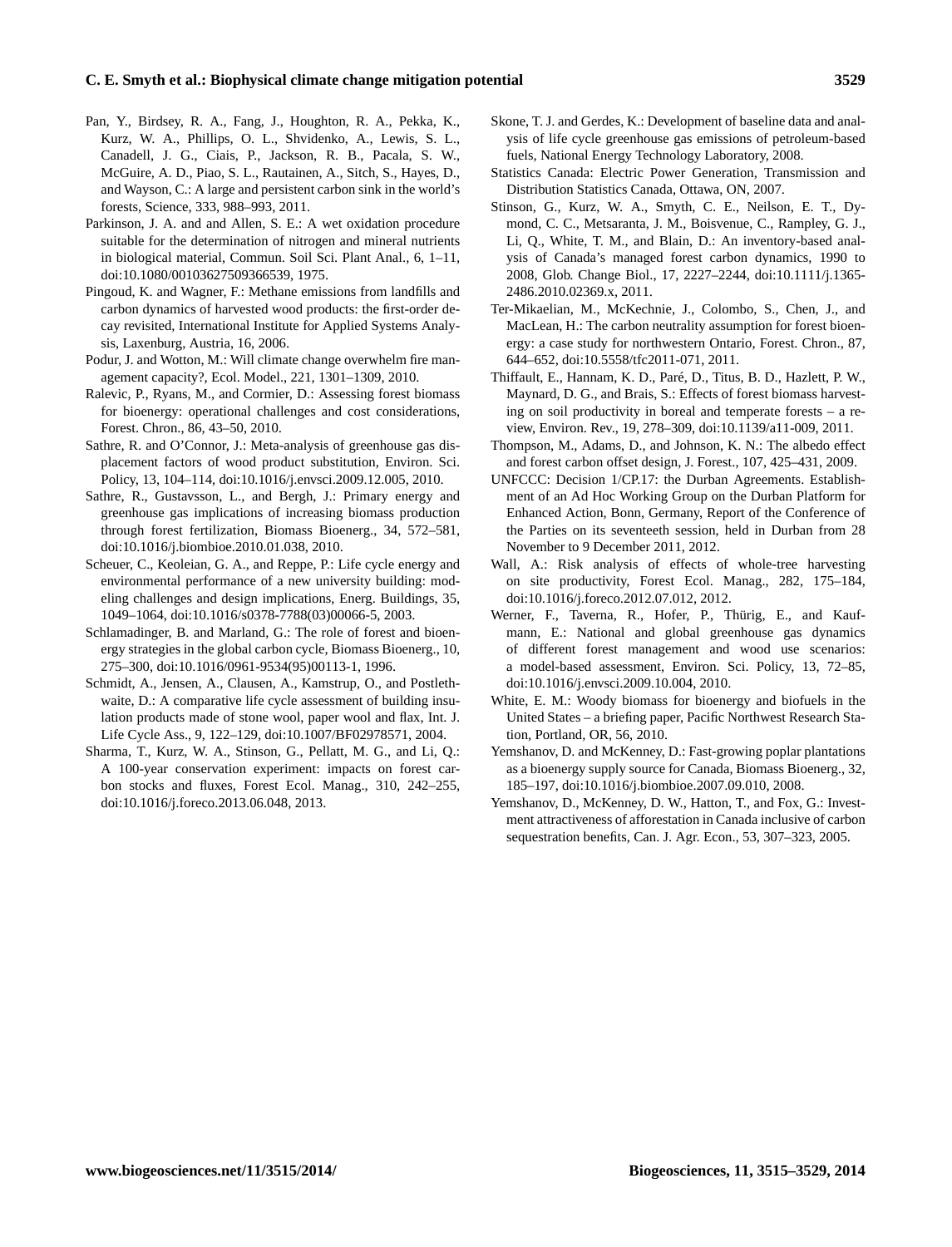Pan, Y., Birdsey, R. A., Fang, J., Houghton, R. A., Pekka, K., Kurz, W. A., Phillips, O. L., Shvidenko, A., Lewis, S. L., Canadell, J. G., Ciais, P., Jackson, R. B., Pacala, S. W., McGuire, A. D., Piao, S. L., Rautainen, A., Sitch, S., Hayes, D., and Wayson, C.: A large and persistent carbon sink in the world's forests, Science, 333, 988–993, 2011.

Parkinson, J. A. and and Allen, S. E.: A wet oxidation procedure suitable for the determination of nitrogen and mineral nutrients in biological material, Commun. Soil Sci. Plant Anal., 6, 1–11, doi:10.1080/00103627509366539, 1975.

Pingoud, K. and Wagner, F.: Methane emissions from landfills and carbon dynamics of harvested wood products: the first-order decay revisited, International Institute for Applied Systems Analysis, Laxenburg, Austria, 16, 2006.

Podur, J. and Wotton, M.: Will climate change overwhelm fire management capacity?, Ecol. Model., 221, 1301–1309, 2010.

Ralevic, P., Ryans, M., and Cormier, D.: Assessing forest biomass for bioenergy: operational challenges and cost considerations, Forest. Chron., 86, 43–50, 2010.

Sathre, R. and O'Connor, J.: Meta-analysis of greenhouse gas displacement factors of wood product substitution, Environ. Sci. Policy, 13, 104–114, doi:10.1016/j.envsci.2009.12.005, 2010.

Sathre, R., Gustavsson, L., and Bergh, J.: Primary energy and greenhouse gas implications of increasing biomass production through forest fertilization, Biomass Bioenerg., 34, 572–581, doi:10.1016/j.biombioe.2010.01.038, 2010.

Scheuer, C., Keoleian, G. A., and Reppe, P.: Life cycle energy and environmental performance of a new university building: modeling challenges and design implications, Energ. Buildings, 35, 1049–1064, doi:10.1016/s0378-7788(03)00066-5, 2003.

Schlamadinger, B. and Marland, G.: The role of forest and bioenergy strategies in the global carbon cycle, Biomass Bioenerg., 10, 275–300, doi:10.1016/0961-9534(95)00113-1, 1996.

Schmidt, A., Jensen, A., Clausen, A., Kamstrup, O., and Postlethwaite, D.: A comparative life cycle assessment of building insulation products made of stone wool, paper wool and flax, Int. J. Life Cycle Ass., 9, 122–129, doi:10.1007/BF02978571, 2004.

Sharma, T., Kurz, W. A., Stinson, G., Pellatt, M. G., and Li, Q.: A 100-year conservation experiment: impacts on forest carbon stocks and fluxes, Forest Ecol. Manag., 310, 242–255, doi:10.1016/j.foreco.2013.06.048, 2013.

Skone, T. J. and Gerdes, K.: Development of baseline data and analysis of life cycle greenhouse gas emissions of petroleum-based fuels, National Energy Technology Laboratory, 2008.

Statistics Canada: Electric Power Generation, Transmission and Distribution Statistics Canada, Ottawa, ON, 2007.

Stinson, G., Kurz, W. A., Smyth, C. E., Neilson, E. T., Dymond, C. C., Metsaranta, J. M., Boisvenue, C., Rampley, G. J., Li, Q., White, T. M., and Blain, D.: An inventory-based analysis of Canada's managed forest carbon dynamics, 1990 to 2008, Glob. Change Biol., 17, 2227–2244, doi:10.1111/j.1365-2486.2010.02369.x, 2011.

Ter-Mikaelian, M., McKechnie, J., Colombo, S., Chen, J., and MacLean, H.: The carbon neutrality assumption for forest bioenergy: a case study for northwestern Ontario, Forest. Chron., 87, 644–652, doi:10.5558/tfc2011-071, 2011.

Thiffault, E., Hannam, K. D., Paré, D., Titus, B. D., Hazlett, P. W., Maynard, D. G., and Brais, S.: Effects of forest biomass harvesting on soil productivity in boreal and temperate forests – a review, Environ. Rev., 19, 278–309, doi:10.1139/a11-009, 2011.

Thompson, M., Adams, D., and Johnson, K. N.: The albedo effect and forest carbon offset design, J. Forest., 107, 425–431, 2009.

UNFCCC: Decision 1/CP.17: the Durban Agreements. Establishment of an Ad Hoc Working Group on the Durban Platform for Enhanced Action, Bonn, Germany, Report of the Conference of the Parties on its seventeeth session, held in Durban from 28 November to 9 December 2011, 2012.

Wall, A.: Risk analysis of effects of whole-tree harvesting on site productivity, Forest Ecol. Manag., 282, 175–184, doi:10.1016/j.foreco.2012.07.012, 2012.

Werner, F., Taverna, R., Hofer, P., Thürig, E., and Kaufmann, E.: National and global greenhouse gas dynamics of different forest management and wood use scenarios: a model-based assessment, Environ. Sci. Policy, 13, 72–85, doi:10.1016/j.envsci.2009.10.004, 2010.

White, E. M.: Woody biomass for bioenergy and biofuels in the United States – a briefing paper, Pacific Northwest Research Station, Portland, OR, 56, 2010.

Yemshanov, D. and McKenney, D.: Fast-growing poplar plantations as a bioenergy supply source for Canada, Biomass Bioenerg., 32, 185–197, doi:10.1016/j.biombioe.2007.09.010, 2008.

Yemshanov, D., McKenney, D. W., Hatton, T., and Fox, G.: Investment attractiveness of afforestation in Canada inclusive of carbon sequestration benefits, Can. J. Agr. Econ., 53, 307–323, 2005.